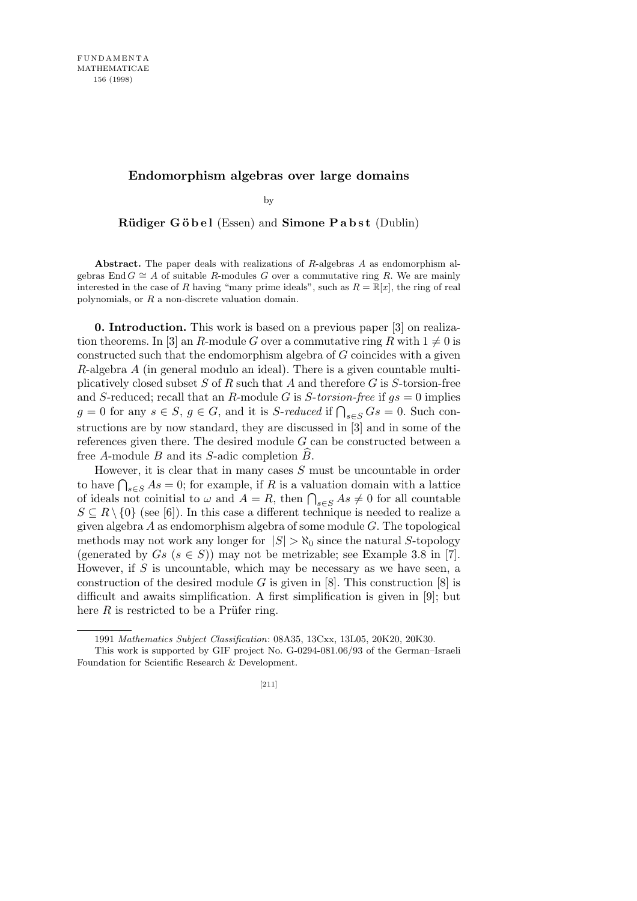# Endomorphism algebras over large domains

by

**Rüdiger Göbel** (Essen) and **Simone Pabst** (Dublin)

**Abstract.** The paper deals with realizations of $R$-algebras $A$ as endomorphism algebras $\operatorname{End} G \cong A$ of suitable $R$-modules $G$ over a commutative ring $R$. We are mainly interested in the case of $R$ having "many prime ideals", such as $R = \mathbb{R}[x]$, the ring of real polynomials, or $R$ a non-discrete valuation domain.

**0. Introduction.** This work is based on a previous paper [3] on realization theorems. In [3] an $R$-module $G$ over a commutative ring $R$ with $1 \neq 0$ is constructed such that the endomorphism algebra of $G$ coincides with a given $R$-algebra $A$ (in general modulo an ideal). There is a given countable multiplicatively closed subset $S$ of $R$ such that $A$ and therefore $G$ is $S$-torsion-free and $S$-reduced; recall that an $R$-module $G$ is *$S$-torsion-free* if $gs = 0$ implies $g = 0$ for any $s \in S$, $g \in G$, and it is *$S$-reduced* if $\bigcap_{s \in S} Gs = 0$. Such constructions are by now standard, they are discussed in [3] and in some of the references given there. The desired module $G$ can be constructed between a free $A$-module $B$ and its $S$-adic completion $\widehat{B}$.

However, it is clear that in many cases $S$ must be uncountable in order to have $\bigcap_{s \in S} As = 0$; for example, if $R$ is a valuation domain with a lattice of ideals not coinitial to $\omega$ and $A = R$, then $\bigcap_{s \in S} As \neq 0$ for all countable $S \subseteq R \setminus \{0\}$ (see [6]). In this case a different technique is needed to realize a given algebra $A$ as endomorphism algebra of some module $G$. The topological methods may not work any longer for $|S| > \aleph_0$ since the natural $S$-topology (generated by $Gs$ $(s \in S)$) may not be metrizable; see Example 3.8 in [7]. However, if $S$ is uncountable, which may be necessary as we have seen, a construction of the desired module $G$ is given in [8]. This construction [8] is difficult and awaits simplification. A first simplification is given in [9]; but here $R$ is restricted to be a Prüfer ring.

---

1991 *Mathematics Subject Classification*: 08A35, 13Cxx, 13L05, 20K20, 20K30.

This work is supported by GIF project No. G-0294-081.06/93 of the German–Israeli Foundation for Scientific Research & Development.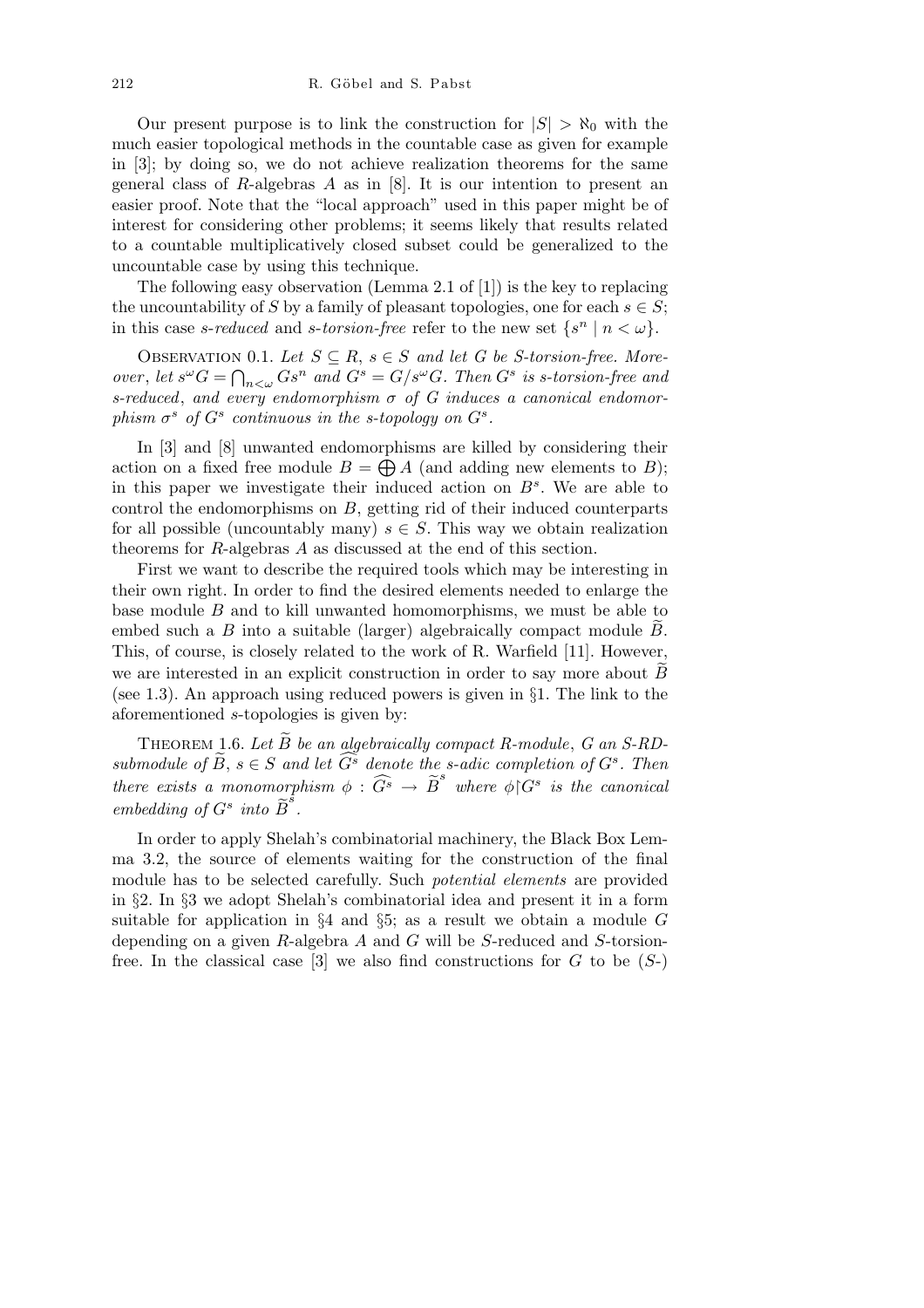Our present purpose is to link the construction for $|S| > \aleph_0$ with the much easier topological methods in the countable case as given for example in [3]; by doing so, we do not achieve realization theorems for the same general class of $R$-algebras $A$ as in [8]. It is our intention to present an easier proof. Note that the "local approach" used in this paper might be of interest for considering other problems; it seems likely that results related to a countable multiplicatively closed subset could be generalized to the uncountable case by using this technique.

The following easy observation (Lemma 2.1 of [1]) is the key to replacing the uncountability of $S$ by a family of pleasant topologies, one for each $s \in S$; in this case *s-reduced* and *s-torsion-free* refer to the new set $\{s^n \mid n < \omega\}$.

Observation 0.1. *Let $S \subseteq R$, $s \in S$ and let $G$ be $S$-torsion-free. Moreover, let $s^\omega G = \bigcap_{n<\omega} Gs^n$ and $G^s = G/s^\omega G$. Then $G^s$ is $s$-torsion-free and $s$-reduced, and every endomorphism $\sigma$ of $G$ induces a canonical endomorphism $\sigma^s$ of $G^s$ continuous in the $s$-topology on $G^s$.*

In [3] and [8] unwanted endomorphisms are killed by considering their action on a fixed free module $B = \bigoplus A$ (and adding new elements to $B$); in this paper we investigate their induced action on $B^s$. We are able to control the endomorphisms on $B$, getting rid of their induced counterparts for all possible (uncountably many) $s \in S$. This way we obtain realization theorems for $R$-algebras $A$ as discussed at the end of this section.

First we want to describe the required tools which may be interesting in their own right. In order to find the desired elements needed to enlarge the base module $B$ and to kill unwanted homomorphisms, we must be able to embed such a $B$ into a suitable (larger) algebraically compact module $\widetilde{B}$. This, of course, is closely related to the work of R. Warfield [11]. However, we are interested in an explicit construction in order to say more about $\widetilde{B}$ (see 1.3). An approach using reduced powers is given in §1. The link to the aforementioned $s$-topologies is given by:

Theorem 1.6. *Let $\widetilde{B}$ be an algebraically compact $R$-module, $G$ an $S$-RD-submodule of $\widetilde{B}$, $s \in S$ and let $\widehat{G^s}$ denote the $s$-adic completion of $G^s$. Then there exists a monomorphism $\phi : \widehat{G^s} \to \widetilde{B}^s$ where $\phi \restriction G^s$ is the canonical embedding of $G^s$ into $\widetilde{B}^s$.*

In order to apply Shelah's combinatorial machinery, the Black Box Lemma 3.2, the source of elements waiting for the construction of the final module has to be selected carefully. Such *potential elements* are provided in §2. In §3 we adopt Shelah's combinatorial idea and present it in a form suitable for application in §4 and §5; as a result we obtain a module $G$ depending on a given $R$-algebra $A$ and $G$ will be $S$-reduced and $S$-torsion-free. In the classical case [3] we also find constructions for $G$ to be ($S$-)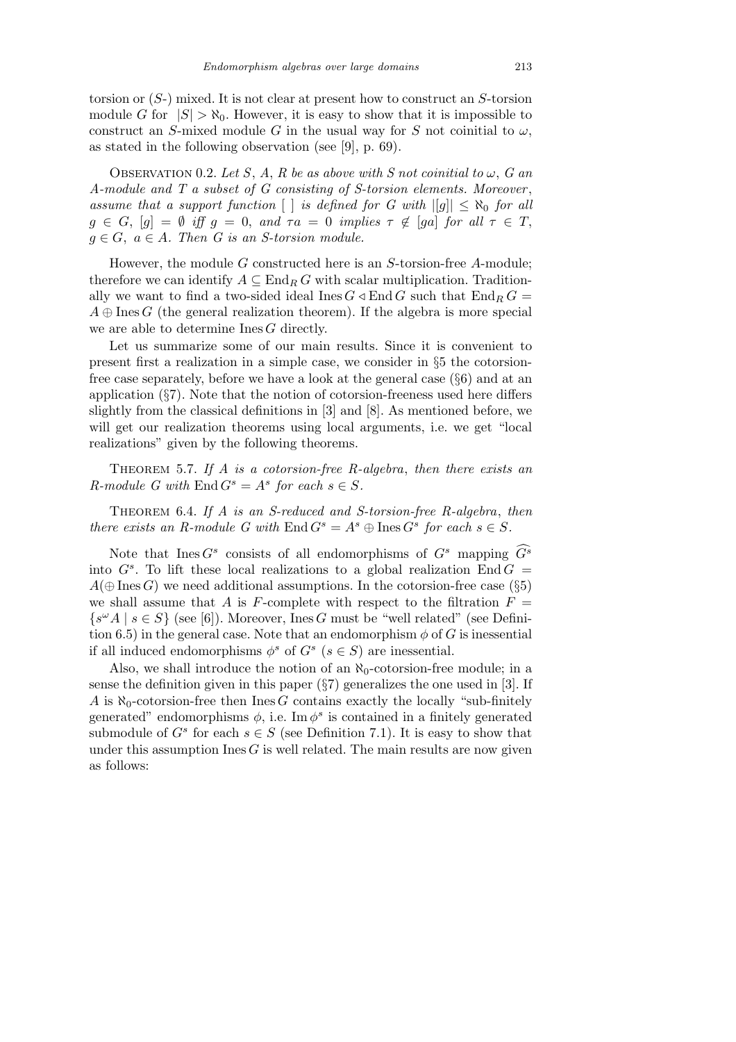torsion or ($S$-) mixed. It is not clear at present how to construct an $S$-torsion module $G$ for $|S| > \aleph_0$. However, it is easy to show that it is impossible to construct an $S$-mixed module $G$ in the usual way for $S$ not coinitial to $\omega$, as stated in the following observation (see [9], p. 69).

Observation 0.2. *Let $S$, $A$, $R$ be as above with $S$ not coinitial to $\omega$, $G$ an $A$-module and $T$ a subset of $G$ consisting of $S$-torsion elements. Moreover, assume that a support function $[\ ]$ is defined for $G$ with $|[g]| \leq \aleph_0$ for all $g \in G$, $[g] = \emptyset$ iff $g = 0$, and $\tau a = 0$ implies $\tau \notin [ga]$ for all $\tau \in T$, $g \in G$, $a \in A$. Then $G$ is an $S$-torsion module.*

However, the module $G$ constructed here is an $S$-torsion-free $A$-module; therefore we can identify $A \subseteq \operatorname{End}_R G$ with scalar multiplication. Traditionally we want to find a two-sided ideal $\operatorname{Ines} G \lhd \operatorname{End} G$ such that $\operatorname{End}_R G = A \oplus \operatorname{Ines} G$ (the general realization theorem). If the algebra is more special we are able to determine $\operatorname{Ines} G$ directly.

Let us summarize some of our main results. Since it is convenient to present first a realization in a simple case, we consider in §5 the cotorsion-free case separately, before we have a look at the general case (§6) and at an application (§7). Note that the notion of cotorsion-freeness used here differs slightly from the classical definitions in [3] and [8]. As mentioned before, we will get our realization theorems using local arguments, i.e. we get "local realizations" given by the following theorems.

Theorem 5.7. *If $A$ is a cotorsion-free $R$-algebra, then there exists an $R$-module $G$ with $\operatorname{End} G^s = A^s$ for each $s \in S$.*

Theorem 6.4. *If $A$ is an $S$-reduced and $S$-torsion-free $R$-algebra, then there exists an $R$-module $G$ with $\operatorname{End} G^s = A^s \oplus \operatorname{Ines} G^s$ for each $s \in S$.*

Note that $\operatorname{Ines} G^s$ consists of all endomorphisms of $G^s$ mapping $\widehat{G^s}$ into $G^s$. To lift these local realizations to a global realization $\operatorname{End} G = A(\oplus \operatorname{Ines} G)$ we need additional assumptions. In the cotorsion-free case (§5) we shall assume that $A$ is $F$-complete with respect to the filtration $F = \{s^\omega A \mid s \in S\}$ (see [6]). Moreover, $\operatorname{Ines} G$ must be "well related" (see Definition 6.5) in the general case. Note that an endomorphism $\phi$ of $G$ is inessential if all induced endomorphisms $\phi^s$ of $G^s$ $(s \in S)$ are inessential.

Also, we shall introduce the notion of an $\aleph_0$-cotorsion-free module; in a sense the definition given in this paper (§7) generalizes the one used in [3]. If $A$ is $\aleph_0$-cotorsion-free then $\operatorname{Ines} G$ contains exactly the locally "sub-finitely generated" endomorphisms $\phi$, i.e. $\operatorname{Im} \phi^s$ is contained in a finitely generated submodule of $G^s$ for each $s \in S$ (see Definition 7.1). It is easy to show that under this assumption $\operatorname{Ines} G$ is well related. The main results are now given as follows: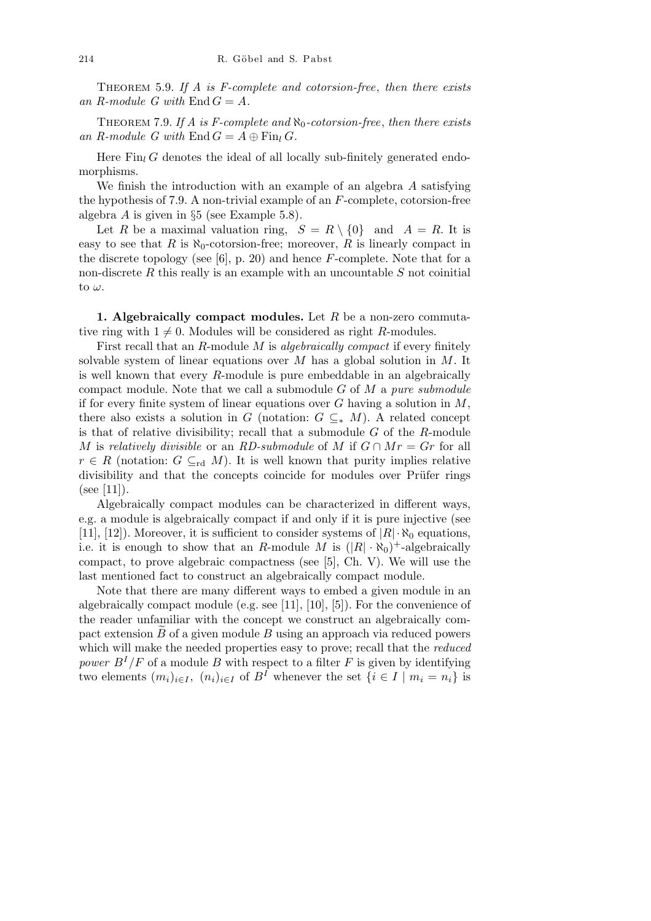Theorem 5.9. *If $A$ is $F$-complete and cotorsion-free, then there exists an $R$-module $G$ with* $\operatorname{End} G = A$.

Theorem 7.9. *If $A$ is $F$-complete and $\aleph_0$-cotorsion-free, then there exists an $R$-module $G$ with* $\operatorname{End} G = A \oplus \operatorname{Fin}_l G$.

Here $\operatorname{Fin}_l G$ denotes the ideal of all locally sub-finitely generated endomorphisms.

We finish the introduction with an example of an algebra $A$ satisfying the hypothesis of 7.9. A non-trivial example of an $F$-complete, cotorsion-free algebra $A$ is given in §5 (see Example 5.8).

Let $R$ be a maximal valuation ring, $S = R \setminus \{0\}$ and $A = R$. It is easy to see that $R$ is $\aleph_0$-cotorsion-free; moreover, $R$ is linearly compact in the discrete topology (see [6], p. 20) and hence $F$-complete. Note that for a non-discrete $R$ this really is an example with an uncountable $S$ not coinitial to $\omega$.

**1. Algebraically compact modules.** Let $R$ be a non-zero commutative ring with $1 \neq 0$. Modules will be considered as right $R$-modules.

First recall that an $R$-module $M$ is *algebraically compact* if every finitely solvable system of linear equations over $M$ has a global solution in $M$. It is well known that every $R$-module is pure embeddable in an algebraically compact module. Note that we call a submodule $G$ of $M$ a *pure submodule* if for every finite system of linear equations over $G$ having a solution in $M$, there also exists a solution in $G$ (notation: $G \subseteq_* M$). A related concept is that of relative divisibility; recall that a submodule $G$ of the $R$-module $M$ is *relatively divisible* or an *RD-submodule* of $M$ if $G \cap Mr = Gr$ for all $r \in R$ (notation: $G \subseteq_{\mathrm{rd}} M$). It is well known that purity implies relative divisibility and that the concepts coincide for modules over Prüfer rings (see [11]).

Algebraically compact modules can be characterized in different ways, e.g. a module is algebraically compact if and only if it is pure injective (see [11], [12]). Moreover, it is sufficient to consider systems of $|R| \cdot \aleph_0$ equations, i.e. it is enough to show that an $R$-module $M$ is $(|R| \cdot \aleph_0)^+$-algebraically compact, to prove algebraic compactness (see [5], Ch. V). We will use the last mentioned fact to construct an algebraically compact module.

Note that there are many different ways to embed a given module in an algebraically compact module (e.g. see [11], [10], [5]). For the convenience of the reader unfamiliar with the concept we construct an algebraically compact extension $\widetilde{B}$ of a given module $B$ using an approach via reduced powers which will make the needed properties easy to prove; recall that the *reduced power* $B^I/F$ of a module $B$ with respect to a filter $F$ is given by identifying two elements $(m_i)_{i \in I}$, $(n_i)_{i \in I}$ of $B^I$ whenever the set $\{i \in I \mid m_i = n_i\}$ is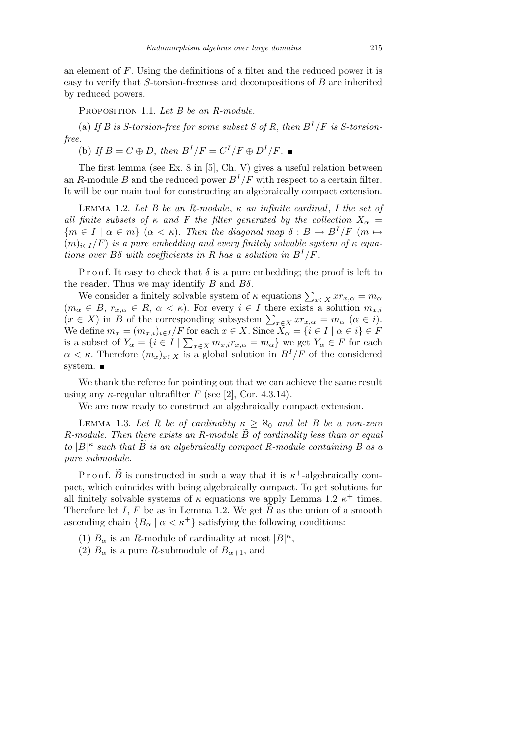an element of $F$. Using the definitions of a filter and the reduced power it is easy to verify that $S$-torsion-freeness and decompositions of $B$ are inherited by reduced powers.

PROPOSITION 1.1. *Let $B$ be an $R$-module.*

(a) *If $B$ is $S$-torsion-free for some subset $S$ of $R$, then $B^I/F$ is $S$-torsion-free.*

(b) *If $B = C \oplus D$, then $B^I/F = C^I/F \oplus D^I/F$.* ■

The first lemma (see Ex. 8 in [5], Ch. V) gives a useful relation between an $R$-module $B$ and the reduced power $B^I/F$ with respect to a certain filter. It will be our main tool for constructing an algebraically compact extension.

LEMMA 1.2. *Let $B$ be an $R$-module, $\kappa$ an infinite cardinal, $I$ the set of all finite subsets of $\kappa$ and $F$ the filter generated by the collection $X_\alpha = \{m \in I \mid \alpha \in m\}$ $(\alpha < \kappa)$. Then the diagonal map $\delta : B \to B^I/F$ $(m \mapsto (m)_{i\in I}/F)$ is a pure embedding and every finitely solvable system of $\kappa$ equations over $B\delta$ with coefficients in $R$ has a solution in $B^I/F$.*

Proof. It easy to check that $\delta$ is a pure embedding; the proof is left to the reader. Thus we may identify $B$ and $B\delta$.

We consider a finitely solvable system of $\kappa$ equations $\sum_{x\in X} x r_{x,\alpha} = m_\alpha$ $(m_\alpha \in B,\ r_{x,\alpha} \in R,\ \alpha < \kappa)$. For every $i \in I$ there exists a solution $m_{x,i}$ $(x \in X)$ in $B$ of the corresponding subsystem $\sum_{x\in X} x r_{x,\alpha} = m_\alpha$ $(\alpha \in i)$. We define $m_x = (m_{x,i})_{i\in I}/F$ for each $x \in X$. Since $X_\alpha = \{i \in I \mid \alpha \in i\} \in F$ is a subset of $Y_\alpha = \{i \in I \mid \sum_{x\in X} m_{x,i} r_{x,\alpha} = m_\alpha\}$ we get $Y_\alpha \in F$ for each $\alpha < \kappa$. Therefore $(m_x)_{x\in X}$ is a global solution in $B^I/F$ of the considered system. ■

We thank the referee for pointing out that we can achieve the same result using any $\kappa$-regular ultrafilter $F$ (see [2], Cor. 4.3.14).

We are now ready to construct an algebraically compact extension.

LEMMA 1.3. *Let $R$ be of cardinality $\kappa \geq \aleph_0$ and let $B$ be a non-zero $R$-module. Then there exists an $R$-module $\widetilde{B}$ of cardinality less than or equal to $|B|^\kappa$ such that $\widetilde{B}$ is an algebraically compact $R$-module containing $B$ as a pure submodule.*

Proof. $\widetilde{B}$ is constructed in such a way that it is $\kappa^+$-algebraically compact, which coincides with being algebraically compact. To get solutions for all finitely solvable systems of $\kappa$ equations we apply Lemma 1.2 $\kappa^+$ times. Therefore let $I$, $F$ be as in Lemma 1.2. We get $\widetilde{B}$ as the union of a smooth ascending chain $\{B_\alpha \mid \alpha < \kappa^+\}$ satisfying the following conditions:

(1) $B_\alpha$ is an $R$-module of cardinality at most $|B|^\kappa$,

(2) $B_\alpha$ is a pure $R$-submodule of $B_{\alpha+1}$, and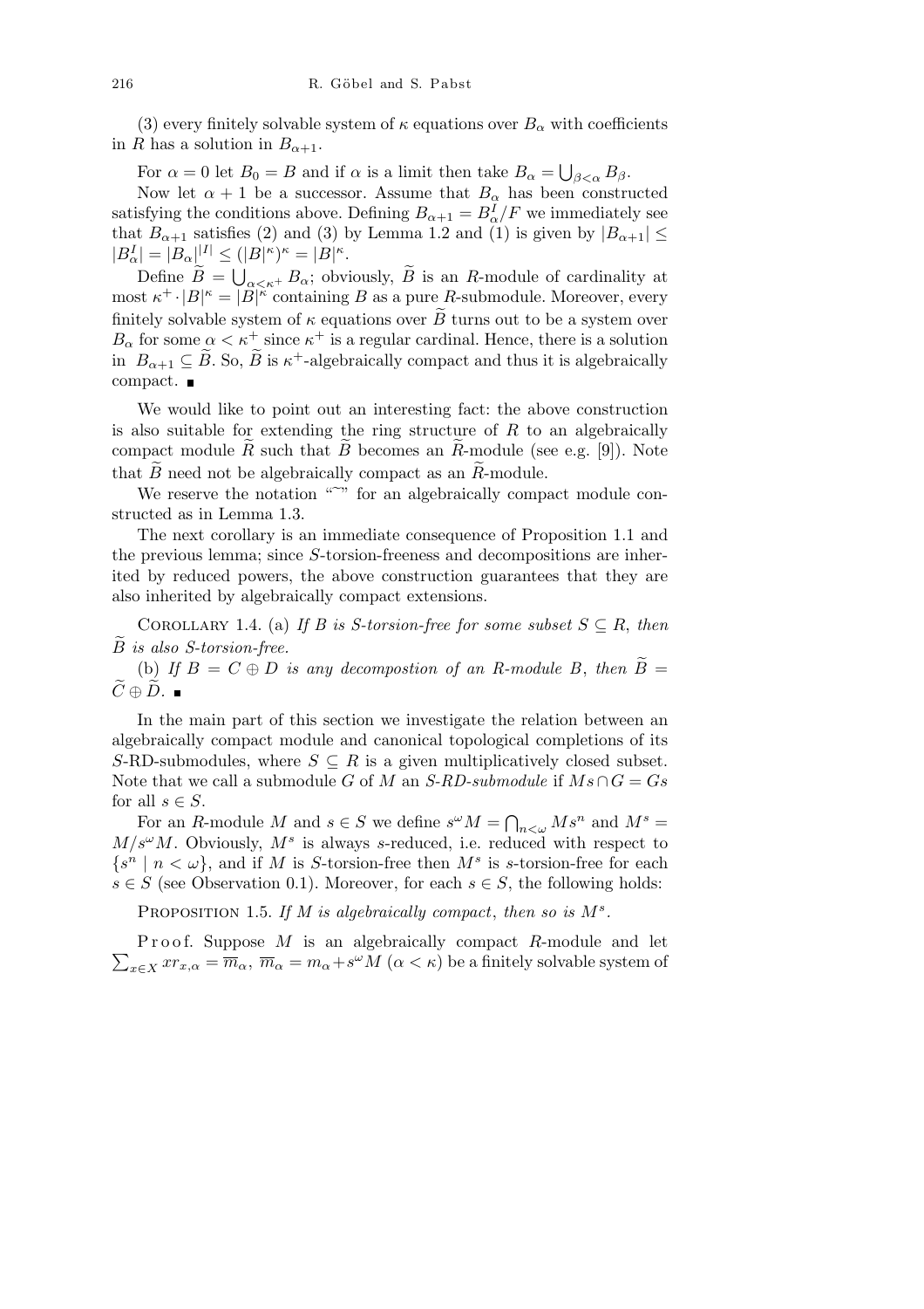(3) every finitely solvable system of $\kappa$ equations over $B_\alpha$ with coefficients in $R$ has a solution in $B_{\alpha+1}$.

For $\alpha = 0$ let $B_0 = B$ and if $\alpha$ is a limit then take $B_\alpha = \bigcup_{\beta<\alpha} B_\beta$.

Now let $\alpha + 1$ be a successor. Assume that $B_\alpha$ has been constructed satisfying the conditions above. Defining $B_{\alpha+1} = B_\alpha^I/F$ we immediately see that $B_{\alpha+1}$ satisfies (2) and (3) by Lemma 1.2 and (1) is given by $|B_{\alpha+1}| \le |B_\alpha^I| = |B_\alpha|^{|I|} \le (|B|^\kappa)^\kappa = |B|^\kappa$.

Define $\widetilde{B} = \bigcup_{\alpha<\kappa^+} B_\alpha$; obviously, $\widetilde{B}$ is an $R$-module of cardinality at most $\kappa^+ \cdot |B|^\kappa = |B|^\kappa$ containing $B$ as a pure $R$-submodule. Moreover, every finitely solvable system of $\kappa$ equations over $\widetilde{B}$ turns out to be a system over $B_\alpha$ for some $\alpha < \kappa^+$ since $\kappa^+$ is a regular cardinal. Hence, there is a solution in $B_{\alpha+1} \subseteq \widetilde{B}$. So, $\widetilde{B}$ is $\kappa^+$-algebraically compact and thus it is algebraically compact. ■

We would like to point out an interesting fact: the above construction is also suitable for extending the ring structure of $R$ to an algebraically compact module $\widetilde{R}$ such that $\widetilde{B}$ becomes an $\widetilde{R}$-module (see e.g. [9]). Note that $\widetilde{B}$ need not be algebraically compact as an $\widetilde{R}$-module.

We reserve the notation "$\sim$" for an algebraically compact module constructed as in Lemma 1.3.

The next corollary is an immediate consequence of Proposition 1.1 and the previous lemma; since $S$-torsion-freeness and decompositions are inherited by reduced powers, the above construction guarantees that they are also inherited by algebraically compact extensions.

Corollary 1.4. (a) *If $B$ is $S$-torsion-free for some subset $S \subseteq R$, then $\widetilde{B}$ is also $S$-torsion-free.*

(b) *If $B = C \oplus D$ is any decompostion of an $R$-module $B$, then $\widetilde{B} = \widetilde{C} \oplus \widetilde{D}$.* ■

In the main part of this section we investigate the relation between an algebraically compact module and canonical topological completions of its $S$-RD-submodules, where $S \subseteq R$ is a given multiplicatively closed subset. Note that we call a submodule $G$ of $M$ an *$S$-RD-submodule* if $Ms \cap G = Gs$ for all $s \in S$.

For an $R$-module $M$ and $s \in S$ we define $s^\omega M = \bigcap_{n<\omega} Ms^n$ and $M^s = M/s^\omega M$. Obviously, $M^s$ is always $s$-reduced, i.e. reduced with respect to $\{s^n \mid n < \omega\}$, and if $M$ is $S$-torsion-free then $M^s$ is $s$-torsion-free for each $s \in S$ (see Observation 0.1). Moreover, for each $s \in S$, the following holds:

Proposition 1.5. *If $M$ is algebraically compact*, *then so is $M^s$.*

Proof. Suppose $M$ is an algebraically compact $R$-module and let $\sum_{x\in X} xr_{x,\alpha} = \overline{m}_\alpha$, $\overline{m}_\alpha = m_\alpha + s^\omega M$ ($\alpha < \kappa$) be a finitely solvable system of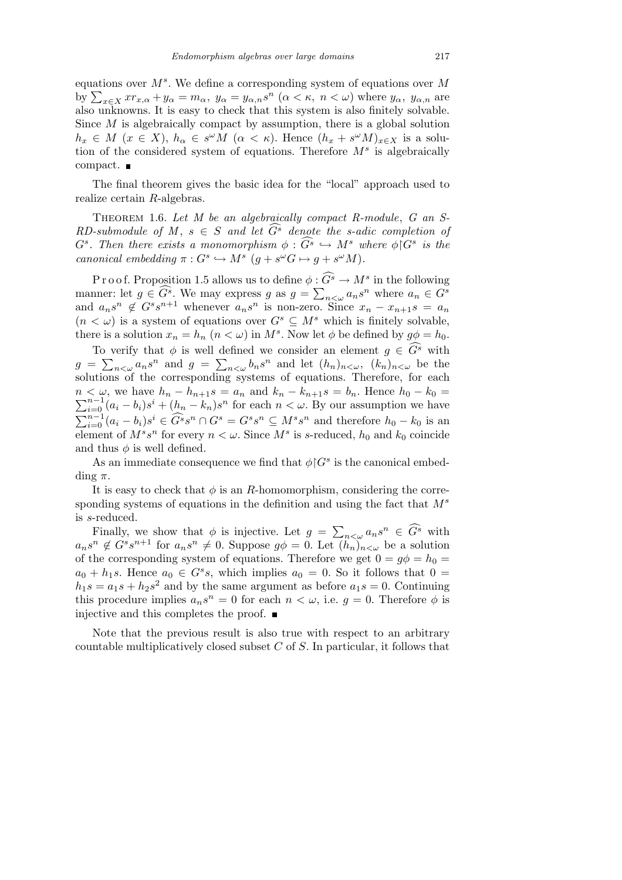equations over $M^s$. We define a corresponding system of equations over $M$ by $\sum_{x\in X} xr_{x,\alpha} + y_\alpha = m_\alpha$, $y_\alpha = y_{\alpha,n}s^n$ ($\alpha < \kappa$, $n < \omega$) where $y_\alpha$, $y_{\alpha,n}$ are also unknowns. It is easy to check that this system is also finitely solvable. Since $M$ is algebraically compact by assumption, there is a global solution $h_x \in M$ ($x \in X$), $h_\alpha \in s^\omega M$ ($\alpha < \kappa$). Hence $(h_x + s^\omega M)_{x\in X}$ is a solution of the considered system of equations. Therefore $M^s$ is algebraically compact. ∎

The final theorem gives the basic idea for the "local" approach used to realize certain $R$-algebras.

Theorem 1.6. *Let $M$ be an algebraically compact $R$-module, $G$ an $S$-$RD$-submodule of $M$, $s \in S$ and let $\widehat{G^s}$ denote the $s$-adic completion of $G^s$. Then there exists a monomorphism $\phi : \widehat{G^s} \hookrightarrow M^s$ where $\phi\restriction G^s$ is the canonical embedding $\pi : G^s \hookrightarrow M^s$ ($g + s^\omega G \mapsto g + s^\omega M$).*

Proof. Proposition 1.5 allows us to define $\phi : \widehat{G^s} \to M^s$ in the following manner: let $g \in \widehat{G^s}$. We may express $g$ as $g = \sum_{n<\omega} a_n s^n$ where $a_n \in G^s$ and $a_n s^n \notin G^s s^{n+1}$ whenever $a_n s^n$ is non-zero. Since $x_n - x_{n+1}s = a_n$ ($n < \omega$) is a system of equations over $G^s \subseteq M^s$ which is finitely solvable, there is a solution $x_n = h_n$ ($n < \omega$) in $M^s$. Now let $\phi$ be defined by $g\phi = h_0$.

To verify that $\phi$ is well defined we consider an element $g \in \widehat{G^s}$ with $g = \sum_{n<\omega} a_n s^n$ and $g = \sum_{n<\omega} b_n s^n$ and let $(h_n)_{n<\omega}$, $(k_n)_{n<\omega}$ be the solutions of the corresponding systems of equations. Therefore, for each $n < \omega$, we have $h_n - h_{n+1}s = a_n$ and $k_n - k_{n+1}s = b_n$. Hence $h_0 - k_0 = \sum_{i=0}^{n-1}(a_i - b_i)s^i + (h_n - k_n)s^n$ for each $n < \omega$. By our assumption we have $\sum_{i=0}^{n-1}(a_i - b_i)s^i \in \widehat{G^s}s^n \cap G^s = G^s s^n \subseteq M^s s^n$ and therefore $h_0 - k_0$ is an element of $M^s s^n$ for every $n < \omega$. Since $M^s$ is $s$-reduced, $h_0$ and $k_0$ coincide and thus $\phi$ is well defined.

As an immediate consequence we find that $\phi\restriction G^s$ is the canonical embedding $\pi$.

It is easy to check that $\phi$ is an $R$-homomorphism, considering the corresponding systems of equations in the definition and using the fact that $M^s$ is $s$-reduced.

Finally, we show that $\phi$ is injective. Let $g = \sum_{n<\omega} a_n s^n \in \widehat{G^s}$ with $a_n s^n \notin G^s s^{n+1}$ for $a_n s^n \neq 0$. Suppose $g\phi = 0$. Let $(h_n)_{n<\omega}$ be a solution of the corresponding system of equations. Therefore we get $0 = g\phi = h_0 = a_0 + h_1 s$. Hence $a_0 \in G^s s$, which implies $a_0 = 0$. So it follows that $0 = h_1 s = a_1 s + h_2 s^2$ and by the same argument as before $a_1 s = 0$. Continuing this procedure implies $a_n s^n = 0$ for each $n < \omega$, i.e. $g = 0$. Therefore $\phi$ is injective and this completes the proof. ∎

Note that the previous result is also true with respect to an arbitrary countable multiplicatively closed subset $C$ of $S$. In particular, it follows that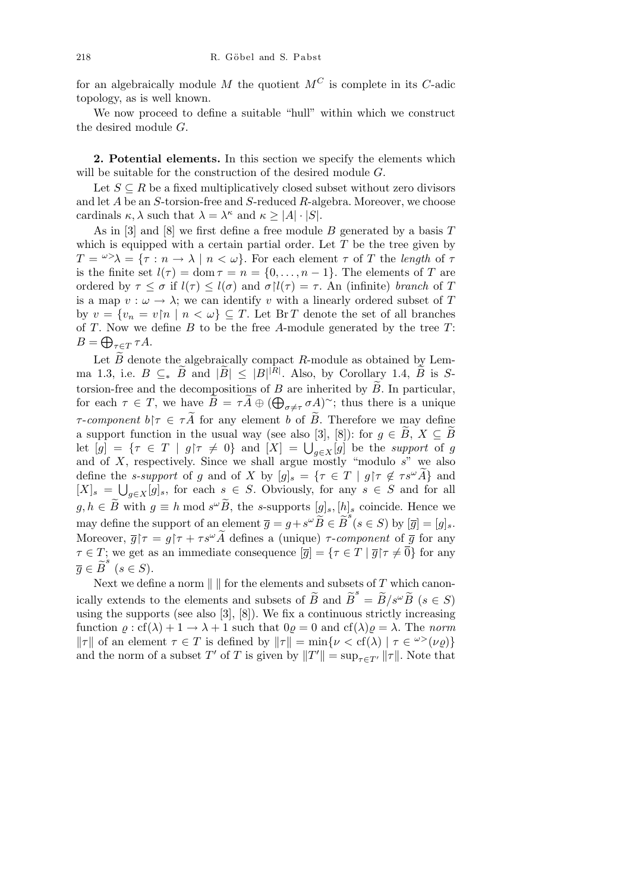for an algebraically module $M$ the quotient $M^C$ is complete in its $C$-adic topology, as is well known.

We now proceed to define a suitable "hull" within which we construct the desired module $G$.

**2. Potential elements.** In this section we specify the elements which will be suitable for the construction of the desired module $G$.

Let $S \subseteq R$ be a fixed multiplicatively closed subset without zero divisors and let $A$ be an $S$-torsion-free and $S$-reduced $R$-algebra. Moreover, we choose cardinals $\kappa, \lambda$ such that $\lambda = \lambda^\kappa$ and $\kappa \geq |A| \cdot |S|$.

As in [3] and [8] we first define a free module $B$ generated by a basis $T$ which is equipped with a certain partial order. Let $T$ be the tree given by $T = {}^{\omega>}\lambda = \{\tau : n \to \lambda \mid n < \omega\}$. For each element $\tau$ of $T$ the *length* of $\tau$ is the finite set $l(\tau) = \operatorname{dom} \tau = n = \{0, \ldots, n-1\}$. The elements of $T$ are ordered by $\tau \leq \sigma$ if $l(\tau) \leq l(\sigma)$ and $\sigma \restriction l(\tau) = \tau$. An (infinite) *branch* of $T$ is a map $v : \omega \to \lambda$; we can identify $v$ with a linearly ordered subset of $T$ by $v = \{v_n = v\restriction n \mid n < \omega\} \subseteq T$. Let $\operatorname{Br} T$ denote the set of all branches of $T$. Now we define $B$ to be the free $A$-module generated by the tree $T$: $B = \bigoplus_{\tau \in T} \tau A$.

Let $\widetilde{B}$ denote the algebraically compact $R$-module as obtained by Lemma 1.3, i.e. $B \subseteq_* \widetilde{B}$ and $|\widetilde{B}| \leq |B|^{|R|}$. Also, by Corollary 1.4, $\widetilde{B}$ is $S$-torsion-free and the decompositions of $B$ are inherited by $\widetilde{B}$. In particular, for each $\tau \in T$, we have $\widetilde{B} = \tau\widetilde{A} \oplus (\bigoplus_{\sigma \neq \tau} \sigma A)^\sim$; thus there is a unique $\tau$-*component* $b\restriction\tau \in \tau\widetilde{A}$ for any element $b$ of $\widetilde{B}$. Therefore we may define a support function in the usual way (see also [3], [8]): for $g \in \widetilde{B}$, $X \subseteq \widetilde{B}$ let $[g] = \{\tau \in T \mid g\restriction\tau \neq 0\}$ and $[X] = \bigcup_{g \in X} [g]$ be the *support* of $g$ and of $X$, respectively. Since we shall argue mostly "modulo $s$" we also define the *$s$-support* of $g$ and of $X$ by $[g]_s = \{\tau \in T \mid g\restriction\tau \notin \tau s^\omega \widetilde{A}\}$ and $[X]_s = \bigcup_{g \in X} [g]_s$, for each $s \in S$. Obviously, for any $s \in S$ and for all $g, h \in \widetilde{B}$ with $g \equiv h \bmod s^\omega \widetilde{B}$, the $s$-supports $[g]_s, [h]_s$ coincide. Hence we may define the support of an element $\overline{g} = g + s^\omega \widetilde{B} \in \widetilde{B}^s$ $(s \in S)$ by $[\overline{g}] = [g]_s$. Moreover, $\overline{g}\restriction\tau = g\restriction\tau + \tau s^\omega \widetilde{A}$ defines a (unique) $\tau$-*component* of $\overline{g}$ for any $\tau \in T$; we get as an immediate consequence $[\overline{g}] = \{\tau \in T \mid \overline{g}\restriction\tau \neq \overline{0}\}$ for any $\overline{g} \in \widetilde{B}^s$ $(s \in S)$.

Next we define a norm $\| \ \|$ for the elements and subsets of $T$ which canonically extends to the elements and subsets of $\widetilde{B}$ and $\widetilde{B}^s = \widetilde{B}/s^\omega \widetilde{B}$ $(s \in S)$ using the supports (see also [3], [8]). We fix a continuous strictly increasing function $\varrho : \operatorname{cf}(\lambda) + 1 \to \lambda + 1$ such that $0\varrho = 0$ and $\operatorname{cf}(\lambda)\varrho = \lambda$. The *norm* $\|\tau\|$ of an element $\tau \in T$ is defined by $\|\tau\| = \min\{\nu < \operatorname{cf}(\lambda) \mid \tau \in {}^{\omega>}(\nu\varrho)\}$ and the norm of a subset $T'$ of $T$ is given by $\|T'\| = \sup_{\tau \in T'} \|\tau\|$. Note that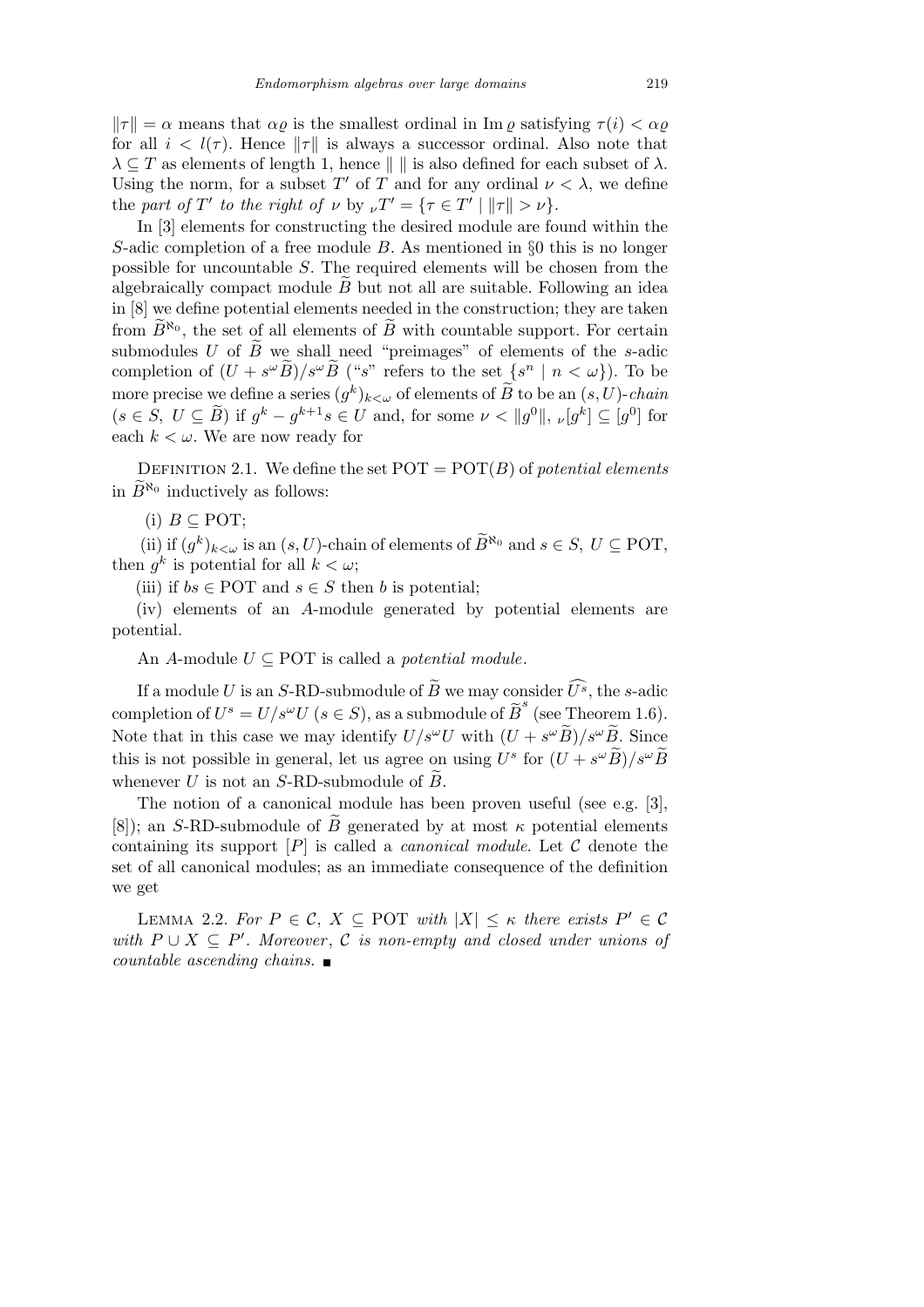$\|\tau\| = \alpha$ means that $\alpha\varrho$ is the smallest ordinal in $\operatorname{Im}\varrho$ satisfying $\tau(i) < \alpha\varrho$ for all $i < l(\tau)$. Hence $\|\tau\|$ is always a successor ordinal. Also note that $\lambda \subseteq T$ as elements of length 1, hence $\|\ \|$ is also defined for each subset of $\lambda$. Using the norm, for a subset $T'$ of $T$ and for any ordinal $\nu < \lambda$, we define the *part of $T'$ to the right of $\nu$* by ${}_\nu T' = \{\tau \in T' \mid \|\tau\| > \nu\}$.

In [3] elements for constructing the desired module are found within the $S$-adic completion of a free module $B$. As mentioned in §0 this is no longer possible for uncountable $S$. The required elements will be chosen from the algebraically compact module $\widetilde{B}$ but not all are suitable. Following an idea in [8] we define potential elements needed in the construction; they are taken from $\widetilde{B}^{\aleph_0}$, the set of all elements of $\widetilde{B}$ with countable support. For certain submodules $U$ of $\widetilde{B}$ we shall need "preimages" of elements of the $s$-adic completion of $(U + s^\omega \widetilde{B})/s^\omega \widetilde{B}$ ("$s$" refers to the set $\{s^n \mid n < \omega\}$). To be more precise we define a series $(g^k)_{k<\omega}$ of elements of $\widetilde{B}$ to be an *$(s,U)$-chain* ($s \in S$, $U \subseteq \widetilde{B}$) if $g^k - g^{k+1}s \in U$ and, for some $\nu < \|g^0\|$, ${}_\nu[g^k] \subseteq [g^0]$ for each $k < \omega$. We are now ready for

Definition 2.1. We define the set $\mathrm{POT} = \mathrm{POT}(B)$ of *potential elements* in $\widetilde{B}^{\aleph_0}$ inductively as follows:

(i) $B \subseteq \mathrm{POT}$;

(ii) if $(g^k)_{k<\omega}$ is an $(s,U)$-chain of elements of $\widetilde{B}^{\aleph_0}$ and $s \in S$, $U \subseteq \mathrm{POT}$, then $g^k$ is potential for all $k < \omega$;

(iii) if $bs \in \mathrm{POT}$ and $s \in S$ then $b$ is potential;

(iv) elements of an $A$-module generated by potential elements are potential.

An $A$-module $U \subseteq \mathrm{POT}$ is called a *potential module*.

If a module $U$ is an $S$-RD-submodule of $\widetilde{B}$ we may consider $\widehat{U^s}$, the $s$-adic completion of $U^s = U/s^\omega U$ ($s \in S$), as a submodule of $\widetilde{B}^s$ (see Theorem 1.6). Note that in this case we may identify $U/s^\omega U$ with $(U + s^\omega \widetilde{B})/s^\omega \widetilde{B}$. Since this is not possible in general, let us agree on using $U^s$ for $(U + s^\omega \widetilde{B})/s^\omega \widetilde{B}$ whenever $U$ is not an $S$-RD-submodule of $\widetilde{B}$.

The notion of a canonical module has been proven useful (see e.g. [3], [8]); an $S$-RD-submodule of $\widetilde{B}$ generated by at most $\kappa$ potential elements containing its support $[P]$ is called a *canonical module*. Let $\mathcal{C}$ denote the set of all canonical modules; as an immediate consequence of the definition we get

Lemma 2.2. *For $P \in \mathcal{C}$, $X \subseteq \mathrm{POT}$ with $|X| \le \kappa$ there exists $P' \in \mathcal{C}$ with $P \cup X \subseteq P'$. Moreover, $\mathcal{C}$ is non-empty and closed under unions of countable ascending chains.* ∎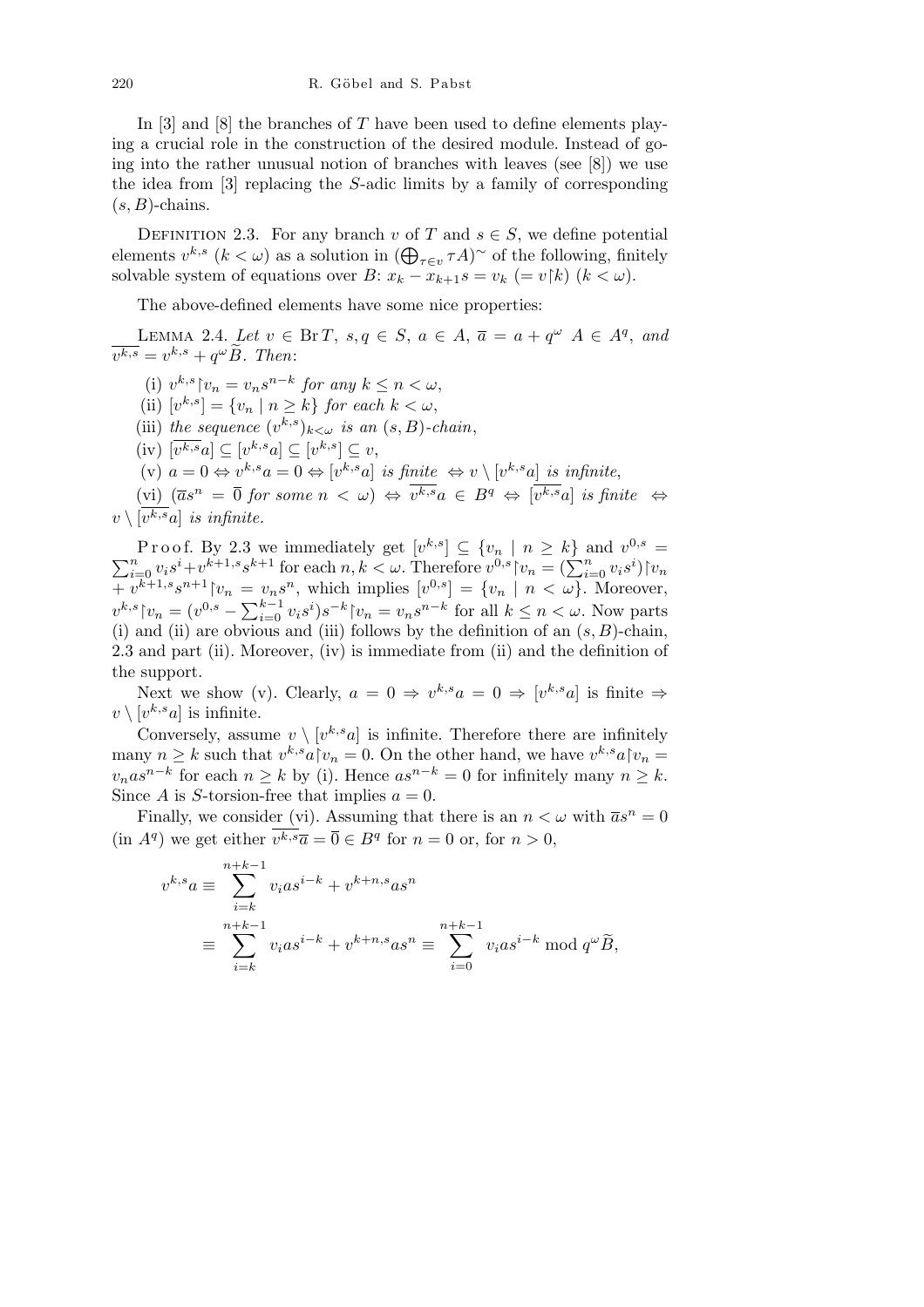In [3] and [8] the branches of $T$ have been used to define elements playing a crucial role in the construction of the desired module. Instead of going into the rather unusual notion of branches with leaves (see [8]) we use the idea from [3] replacing the $S$-adic limits by a family of corresponding $(s, B)$-chains.

Definition 2.3. For any branch $v$ of $T$ and $s \in S$, we define potential elements $v^{k,s}$ $(k < \omega)$ as a solution in $(\bigoplus_{\tau \in v} \tau A)^{\sim}$ of the following, finitely solvable system of equations over $B$: $x_k - x_{k+1}s = v_k$ $(= v{\restriction}k)$ $(k < \omega)$.

The above-defined elements have some nice properties:

Lemma 2.4. *Let $v \in \operatorname{Br} T$, $s, q \in S$, $a \in A$, $\overline{a} = a + q^\omega A \in A^q$, and $\overline{v^{k,s}} = v^{k,s} + q^\omega \widetilde{B}$. Then*:

(i) *$v^{k,s}{\restriction}v_n = v_n s^{n-k}$ for any $k \le n < \omega$*,

(ii) *$[v^{k,s}] = \{v_n \mid n \ge k\}$ for each $k < \omega$*,

(iii) *the sequence $(v^{k,s})_{k<\omega}$ is an $(s, B)$-chain*,

(iv) *$[\overline{v^{k,s}}a] \subseteq [v^{k,s}a] \subseteq [v^{k,s}] \subseteq v$*,

(v) *$a = 0 \Leftrightarrow v^{k,s}a = 0 \Leftrightarrow [v^{k,s}a]$ is finite $\Leftrightarrow v \setminus [v^{k,s}a]$ is infinite*,

(vi) *$(\overline{a}s^n = \overline{0}$ for some $n < \omega) \Leftrightarrow \overline{v^{k,s}}a \in B^q \Leftrightarrow [\overline{v^{k,s}}a]$ is finite $\Leftrightarrow$ $v \setminus [\overline{v^{k,s}}a]$ is infinite.*

Proof. By 2.3 we immediately get $[v^{k,s}] \subseteq \{v_n \mid n \ge k\}$ and $v^{0,s} = \sum_{i=0}^{n} v_i s^i + v^{k+1,s}s^{k+1}$ for each $n, k < \omega$. Therefore $v^{0,s}{\restriction}v_n = (\sum_{i=0}^{n} v_i s^i){\restriction}v_n + v^{k+1,s}s^{n+1}{\restriction}v_n = v_n s^n$, which implies $[v^{0,s}] = \{v_n \mid n < \omega\}$. Moreover, $v^{k,s}{\restriction}v_n = (v^{0,s} - \sum_{i=0}^{k-1} v_i s^i)s^{-k}{\restriction}v_n = v_n s^{n-k}$ for all $k \le n < \omega$. Now parts (i) and (ii) are obvious and (iii) follows by the definition of an $(s, B)$-chain, 2.3 and part (ii). Moreover, (iv) is immediate from (ii) and the definition of the support.

Next we show (v). Clearly, $a = 0 \Rightarrow v^{k,s}a = 0 \Rightarrow [v^{k,s}a]$ is finite $\Rightarrow$ $v \setminus [v^{k,s}a]$ is infinite.

Conversely, assume $v \setminus [v^{k,s}a]$ is infinite. Therefore there are infinitely many $n \ge k$ such that $v^{k,s}a{\restriction}v_n = 0$. On the other hand, we have $v^{k,s}a{\restriction}v_n = v_n a s^{n-k}$ for each $n \ge k$ by (i). Hence $as^{n-k} = 0$ for infinitely many $n \ge k$. Since $A$ is $S$-torsion-free that implies $a = 0$.

Finally, we consider (vi). Assuming that there is an $n < \omega$ with $\overline{a}s^n = 0$ (in $A^q$) we get either $\overline{v^{k,s}}\overline{a} = \overline{0} \in B^q$ for $n = 0$ or, for $n > 0$,

$$
\begin{aligned}
v^{k,s}a &\equiv \sum_{i=k}^{n+k-1} v_i a s^{i-k} + v^{k+n,s}as^n \\
&\equiv \sum_{i=k}^{n+k-1} v_i a s^{i-k} + v^{k+n,s}as^n \equiv \sum_{i=0}^{n+k-1} v_i a s^{i-k} \bmod q^\omega \widetilde{B},
\end{aligned}
$$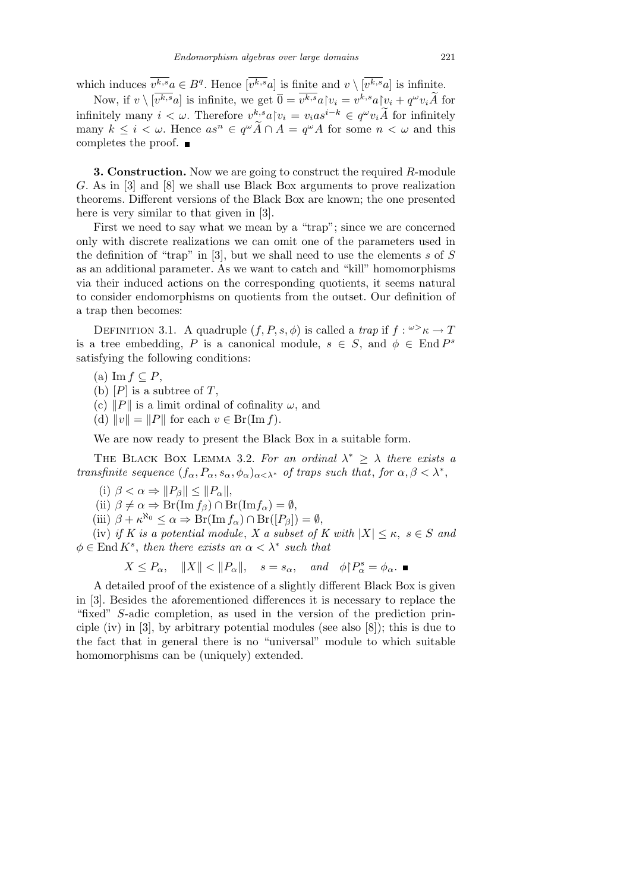which induces $\overline{v^{k,s}a} \in B^q$. Hence $[\overline{v^{k,s}a}]$ is finite and $v \setminus [\overline{v^{k,s}a}]$ is infinite.

Now, if $v \setminus [\overline{v^{k,s}a}]$ is infinite, we get $\overline{0} = \overline{v^{k,s}a \restriction v_i} = v^{k,s}a\restriction v_i + q^\omega v_i \widetilde{A}$ for infinitely many $i < \omega$. Therefore $v^{k,s}a\restriction v_i = v_i a s^{i-k} \in q^\omega v_i \widetilde{A}$ for infinitely many $k \le i < \omega$. Hence $as^n \in q^\omega \widetilde{A} \cap A = q^\omega A$ for some $n < \omega$ and this completes the proof. ■

**3. Construction.** Now we are going to construct the required $R$-module $G$. As in [3] and [8] we shall use Black Box arguments to prove realization theorems. Different versions of the Black Box are known; the one presented here is very similar to that given in [3].

First we need to say what we mean by a "trap"; since we are concerned only with discrete realizations we can omit one of the parameters used in the definition of "trap" in [3], but we shall need to use the elements $s$ of $S$ as an additional parameter. As we want to catch and "kill" homomorphisms via their induced actions on the corresponding quotients, it seems natural to consider endomorphisms on quotients from the outset. Our definition of a trap then becomes:

Definition 3.1. A quadruple $(f, P, s, \phi)$ is called a *trap* if $f : {}^{\omega>}\kappa \to T$ is a tree embedding, $P$ is a canonical module, $s \in S$, and $\phi \in \operatorname{End} P^s$ satisfying the following conditions:

(a) $\operatorname{Im} f \subseteq P$,

(b) $[P]$ is a subtree of $T$,

(c) $\|P\|$ is a limit ordinal of cofinality $\omega$, and

(d) $\|v\| = \|P\|$ for each $v \in \operatorname{Br}(\operatorname{Im} f)$.

We are now ready to present the Black Box in a suitable form.

The Black Box Lemma 3.2. *For an ordinal $\lambda^* \ge \lambda$ there exists a transfinite sequence $(f_\alpha, P_\alpha, s_\alpha, \phi_\alpha)_{\alpha<\lambda^*}$ of traps such that, for $\alpha, \beta < \lambda^*$,*

(i) $\beta < \alpha \Rightarrow \|P_\beta\| \le \|P_\alpha\|$,

(ii) $\beta \ne \alpha \Rightarrow \operatorname{Br}(\operatorname{Im} f_\beta) \cap \operatorname{Br}(\operatorname{Im} f_\alpha) = \emptyset$,

(iii) $\beta + \kappa^{\aleph_0} \le \alpha \Rightarrow \operatorname{Br}(\operatorname{Im} f_\alpha) \cap \operatorname{Br}([P_\beta]) = \emptyset$,

(iv) *if $K$ is a potential module, $X$ a subset of $K$ with $|X| \le \kappa$, $s \in S$ and $\phi \in \operatorname{End} K^s$, then there exists an $\alpha < \lambda^*$ such that*

$$X \le P_\alpha, \quad \|X\| < \|P_\alpha\|, \quad s = s_\alpha, \quad \text{and} \quad \phi\restriction P_\alpha^s = \phi_\alpha. \ ■$$

A detailed proof of the existence of a slightly different Black Box is given in [3]. Besides the aforementioned differences it is necessary to replace the "fixed" $S$-adic completion, as used in the version of the prediction principle (iv) in [3], by arbitrary potential modules (see also [8]); this is due to the fact that in general there is no "universal" module to which suitable homomorphisms can be (uniquely) extended.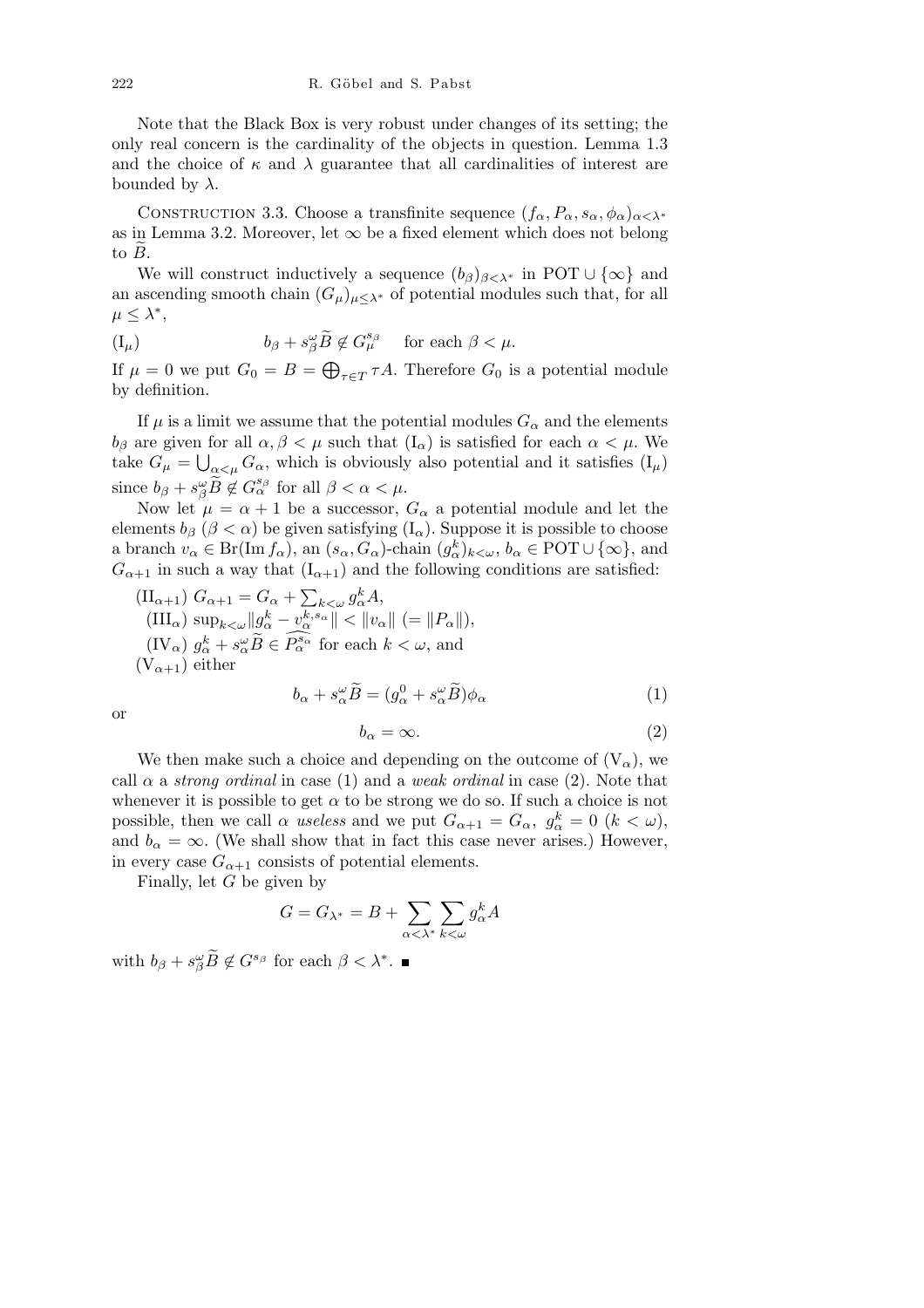Note that the Black Box is very robust under changes of its setting; the only real concern is the cardinality of the objects in question. Lemma 1.3 and the choice of $\kappa$ and $\lambda$ guarantee that all cardinalities of interest are bounded by $\lambda$.

Construction 3.3. Choose a transfinite sequence $(f_\alpha, P_\alpha, s_\alpha, \phi_\alpha)_{\alpha<\lambda^*}$ as in Lemma 3.2. Moreover, let $\infty$ be a fixed element which does not belong to $\widetilde{B}$.

We will construct inductively a sequence $(b_\beta)_{\beta<\lambda^*}$ in $\mathrm{POT} \cup \{\infty\}$ and an ascending smooth chain $(G_\mu)_{\mu\le\lambda^*}$ of potential modules such that, for all $\mu \le \lambda^*$,

$$(\mathrm{I}_\mu) \qquad b_\beta + s_\beta^\omega \widetilde{B} \notin G_\mu^{s_\beta} \quad \text{for each } \beta < \mu.$$

If $\mu = 0$ we put $G_0 = B = \bigoplus_{\tau\in T} \tau A$. Therefore $G_0$ is a potential module by definition.

If $\mu$ is a limit we assume that the potential modules $G_\alpha$ and the elements $b_\beta$ are given for all $\alpha, \beta < \mu$ such that $(\mathrm{I}_\alpha)$ is satisfied for each $\alpha < \mu$. We take $G_\mu = \bigcup_{\alpha<\mu} G_\alpha$, which is obviously also potential and it satisfies $(\mathrm{I}_\mu)$ since $b_\beta + s_\beta^\omega \widetilde{B} \notin G_\alpha^{s_\beta}$ for all $\beta < \alpha < \mu$.

Now let $\mu = \alpha + 1$ be a successor, $G_\alpha$ a potential module and let the elements $b_\beta$ $(\beta < \alpha)$ be given satisfying $(\mathrm{I}_\alpha)$. Suppose it is possible to choose a branch $v_\alpha \in \mathrm{Br}(\mathrm{Im}\, f_\alpha)$, an $(s_\alpha, G_\alpha)$-chain $(g_\alpha^k)_{k<\omega}$, $b_\alpha \in \mathrm{POT} \cup \{\infty\}$, and $G_{\alpha+1}$ in such a way that $(\mathrm{I}_{\alpha+1})$ and the following conditions are satisfied:

$(\mathrm{II}_{\alpha+1})$ $G_{\alpha+1} = G_\alpha + \sum_{k<\omega} g_\alpha^k A$,

$(\mathrm{III}_\alpha)$ $\sup_{k<\omega} \|g_\alpha^k - v_\alpha^{k,s_\alpha}\| < \|v_\alpha\|$ $(= \|P_\alpha\|)$,

$(\mathrm{IV}_\alpha)$ $g_\alpha^k + s_\alpha^\omega \widetilde{B} \in \widehat{P_\alpha^{s_\alpha}}$ for each $k < \omega$, and

$(\mathrm{V}_{\alpha+1})$ either

$$b_\alpha + s_\alpha^\omega \widetilde{B} = (g_\alpha^0 + s_\alpha^\omega \widetilde{B})\phi_\alpha \tag{1}$$

or

$$b_\alpha = \infty. \tag{2}$$

We then make such a choice and depending on the outcome of $(\mathrm{V}_\alpha)$, we call $\alpha$ a *strong ordinal* in case (1) and a *weak ordinal* in case (2). Note that whenever it is possible to get $\alpha$ to be strong we do so. If such a choice is not possible, then we call $\alpha$ *useless* and we put $G_{\alpha+1} = G_\alpha$, $g_\alpha^k = 0$ $(k < \omega)$, and $b_\alpha = \infty$. (We shall show that in fact this case never arises.) However, in every case $G_{\alpha+1}$ consists of potential elements.

Finally, let $G$ be given by

$$G = G_{\lambda^*} = B + \sum_{\alpha<\lambda^*} \sum_{k<\omega} g_\alpha^k A$$

with $b_\beta + s_\beta^\omega \widetilde{B} \notin G^{s_\beta}$ for each $\beta < \lambda^*$. ∎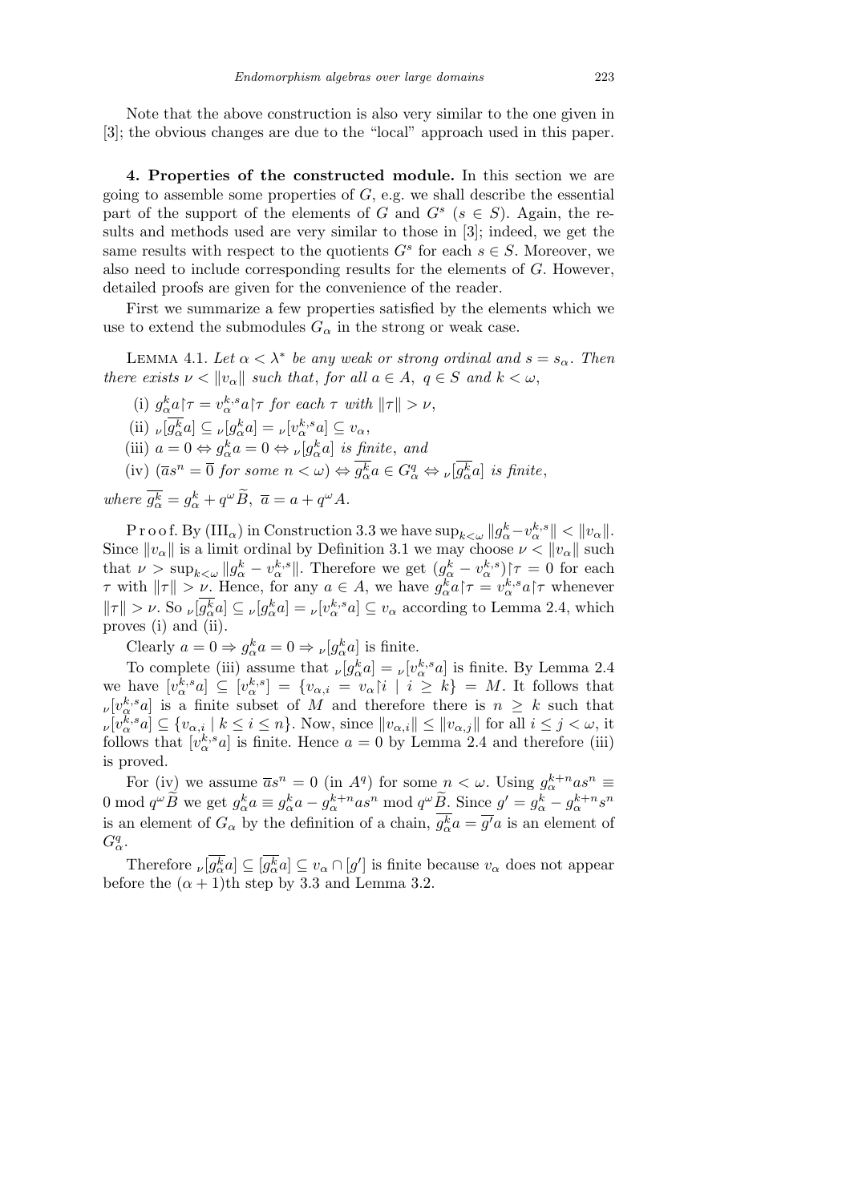Note that the above construction is also very similar to the one given in [3]; the obvious changes are due to the "local" approach used in this paper.

**4. Properties of the constructed module.** In this section we are going to assemble some properties of $G$, e.g. we shall describe the essential part of the support of the elements of $G$ and $G^s$ ($s \in S$). Again, the results and methods used are very similar to those in [3]; indeed, we get the same results with respect to the quotients $G^s$ for each $s \in S$. Moreover, we also need to include corresponding results for the elements of $G$. However, detailed proofs are given for the convenience of the reader.

First we summarize a few properties satisfied by the elements which we use to extend the submodules $G_\alpha$ in the strong or weak case.

Lemma 4.1. *Let $\alpha < \lambda^*$ be any weak or strong ordinal and $s = s_\alpha$. Then there exists $\nu < \|v_\alpha\|$ such that, for all $a \in A$, $q \in S$ and $k < \omega$,*

(i) $g_\alpha^k a\restriction\tau = v_\alpha^{k,s} a\restriction\tau$ *for each $\tau$ with $\|\tau\| > \nu$,*

(ii) ${}_\nu[\overline{g_\alpha^k} a] \subseteq {}_\nu[g_\alpha^k a] = {}_\nu[v_\alpha^{k,s} a] \subseteq v_\alpha$,

(iii) $a = 0 \Leftrightarrow g_\alpha^k a = 0 \Leftrightarrow {}_\nu[g_\alpha^k a]$ *is finite, and*

(iv) $(\overline{a} s^n = \overline{0}$ *for some* $n < \omega) \Leftrightarrow \overline{g_\alpha^k} a \in G_\alpha^q \Leftrightarrow {}_\nu[\overline{g_\alpha^k} a]$ *is finite,*

*where* $\overline{g_\alpha^k} = g_\alpha^k + q^\omega \widetilde{B}$, $\overline{a} = a + q^\omega A$.

Proof. By ($\mathrm{III}_\alpha$) in Construction 3.3 we have $\sup_{k<\omega} \|g_\alpha^k - v_\alpha^{k,s}\| < \|v_\alpha\|$. Since $\|v_\alpha\|$ is a limit ordinal by Definition 3.1 we may choose $\nu < \|v_\alpha\|$ such that $\nu > \sup_{k<\omega} \|g_\alpha^k - v_\alpha^{k,s}\|$. Therefore we get $(g_\alpha^k - v_\alpha^{k,s})\restriction\tau = 0$ for each $\tau$ with $\|\tau\| > \nu$. Hence, for any $a \in A$, we have $g_\alpha^k a\restriction\tau = v_\alpha^{k,s} a\restriction\tau$ whenever $\|\tau\| > \nu$. So ${}_\nu[\overline{g_\alpha^k} a] \subseteq {}_\nu[g_\alpha^k a] = {}_\nu[v_\alpha^{k,s} a] \subseteq v_\alpha$ according to Lemma 2.4, which proves (i) and (ii).

Clearly $a = 0 \Rightarrow g_\alpha^k a = 0 \Rightarrow {}_\nu[g_\alpha^k a]$ is finite.

To complete (iii) assume that ${}_\nu[g_\alpha^k a] = {}_\nu[v_\alpha^{k,s} a]$ is finite. By Lemma 2.4 we have $[v_\alpha^{k,s} a] \subseteq [v_\alpha^{k,s}] = \{v_{\alpha,i} = v_\alpha\restriction i \mid i \geq k\} = M$. It follows that ${}_\nu[v_\alpha^{k,s} a]$ is a finite subset of $M$ and therefore there is $n \geq k$ such that ${}_\nu[v_\alpha^{k,s} a] \subseteq \{v_{\alpha,i} \mid k \leq i \leq n\}$. Now, since $\|v_{\alpha,i}\| \leq \|v_{\alpha,j}\|$ for all $i \leq j < \omega$, it follows that $[v_\alpha^{k,s} a]$ is finite. Hence $a = 0$ by Lemma 2.4 and therefore (iii) is proved.

For (iv) we assume $\overline{a} s^n = 0$ (in $A^q$) for some $n < \omega$. Using $g_\alpha^{k+n} a s^n \equiv 0 \bmod q^\omega \widetilde{B}$ we get $g_\alpha^k a \equiv g_\alpha^k a - g_\alpha^{k+n} a s^n \bmod q^\omega \widetilde{B}$. Since $g' = g_\alpha^k - g_\alpha^{k+n} s^n$ is an element of $G_\alpha$ by the definition of a chain, $\overline{g_\alpha^k} a = \overline{g'} a$ is an element of $G_\alpha^q$.

Therefore ${}_\nu[\overline{g_\alpha^k} a] \subseteq [\overline{g_\alpha^k} a] \subseteq v_\alpha \cap [g']$ is finite because $v_\alpha$ does not appear before the $(\alpha + 1)$th step by 3.3 and Lemma 3.2.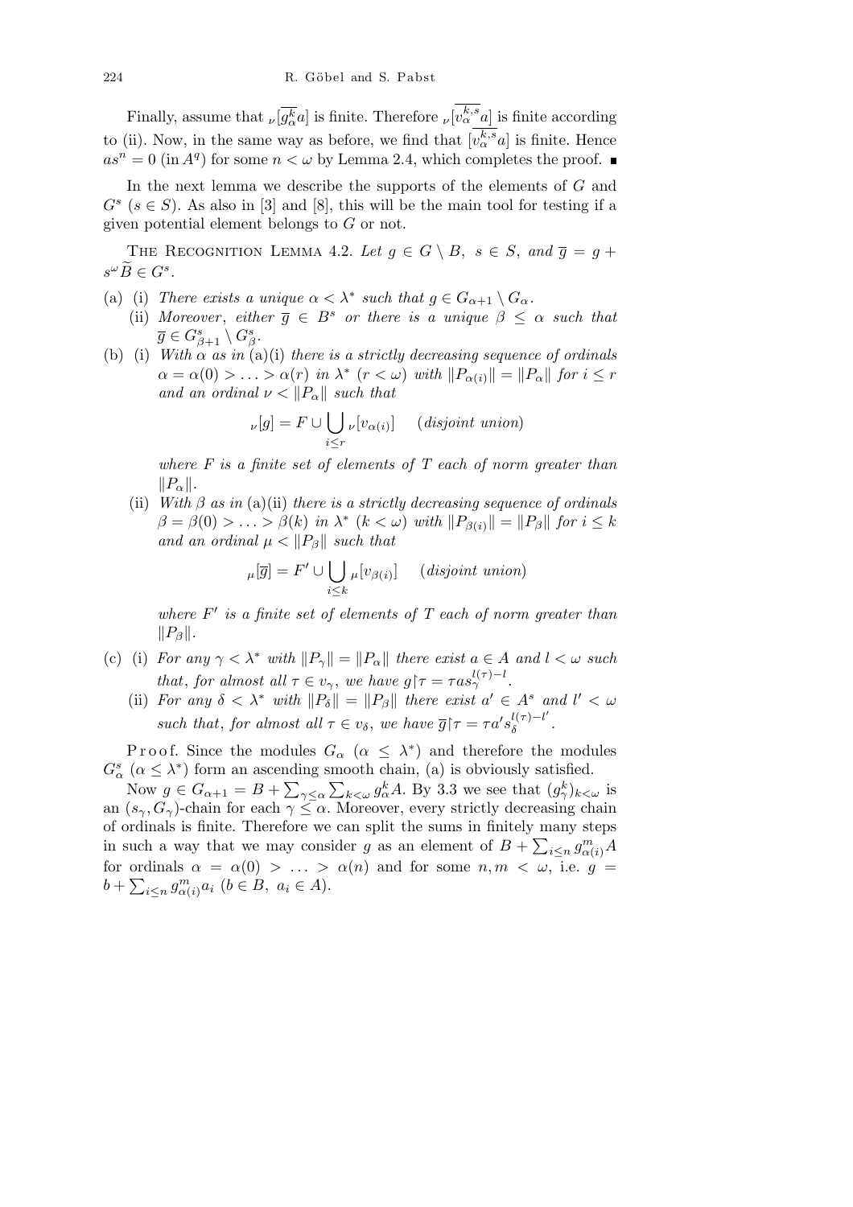Finally, assume that ${}_\nu[\overline{g_\alpha^k a}]$ is finite. Therefore ${}_\nu[\overline{v_\alpha^{k,s} a}]$ is finite according to (ii). Now, in the same way as before, we find that $[\overline{v_\alpha^{k,s} a}]$ is finite. Hence $as^n = 0$ (in $A^q$) for some $n < \omega$ by Lemma 2.4, which completes the proof. ∎

In the next lemma we describe the supports of the elements of $G$ and $G^s$ ($s \in S$). As also in [3] and [8], this will be the main tool for testing if a given potential element belongs to $G$ or not.

The Recognition Lemma 4.2. *Let $g \in G \setminus B$, $s \in S$, and $\overline{g} = g + s^\omega \widetilde{B} \in G^s$.*

(a) (i) *There exists a unique $\alpha < \lambda^*$ such that $g \in G_{\alpha+1} \setminus G_\alpha$.*

(ii) *Moreover, either $\overline{g} \in B^s$ or there is a unique $\beta \le \alpha$ such that $\overline{g} \in G^s_{\beta+1} \setminus G^s_\beta$.*

(b) (i) *With $\alpha$ as in (a)(i) there is a strictly decreasing sequence of ordinals $\alpha = \alpha(0) > \ldots > \alpha(r)$ in $\lambda^*$ ($r < \omega$) with $\|P_{\alpha(i)}\| = \|P_\alpha\|$ for $i \le r$ and an ordinal $\nu < \|P_\alpha\|$ such that*

$$ {}_\nu[g] = F \cup \bigcup_{i \le r} {}_\nu[v_{\alpha(i)}] \quad (\textit{disjoint union}) $$

*where $F$ is a finite set of elements of $T$ each of norm greater than $\|P_\alpha\|$.*

(ii) *With $\beta$ as in (a)(ii) there is a strictly decreasing sequence of ordinals $\beta = \beta(0) > \ldots > \beta(k)$ in $\lambda^*$ ($k < \omega$) with $\|P_{\beta(i)}\| = \|P_\beta\|$ for $i \le k$ and an ordinal $\mu < \|P_\beta\|$ such that*

$$ {}_\mu[\overline{g}] = F' \cup \bigcup_{i \le k} {}_\mu[v_{\beta(i)}] \quad (\textit{disjoint union}) $$

*where $F'$ is a finite set of elements of $T$ each of norm greater than $\|P_\beta\|$.*

(c) (i) *For any $\gamma < \lambda^*$ with $\|P_\gamma\| = \|P_\alpha\|$ there exist $a \in A$ and $l < \omega$ such that, for almost all $\tau \in v_\gamma$, we have $g{\restriction}\tau = \tau a s_\gamma^{l(\tau)-l}$.*

(ii) *For any $\delta < \lambda^*$ with $\|P_\delta\| = \|P_\beta\|$ there exist $a' \in A^s$ and $l' < \omega$ such that, for almost all $\tau \in v_\delta$, we have $\overline{g}{\restriction}\tau = \tau a' s_\delta^{l(\tau)-l'}$.*

Proof. Since the modules $G_\alpha$ ($\alpha \le \lambda^*$) and therefore the modules $G^s_\alpha$ ($\alpha \le \lambda^*$) form an ascending smooth chain, (a) is obviously satisfied.

Now $g \in G_{\alpha+1} = B + \sum_{\gamma \le \alpha} \sum_{k<\omega} g_\alpha^k A$. By 3.3 we see that $(g_\gamma^k)_{k<\omega}$ is an $(s_\gamma, G_\gamma)$-chain for each $\gamma \le \alpha$. Moreover, every strictly decreasing chain of ordinals is finite. Therefore we can split the sums in finitely many steps in such a way that we may consider $g$ as an element of $B + \sum_{i \le n} g^m_{\alpha(i)} A$ for ordinals $\alpha = \alpha(0) > \ldots > \alpha(n)$ and for some $n, m < \omega$, i.e. $g = b + \sum_{i \le n} g^m_{\alpha(i)} a_i$ ($b \in B$, $a_i \in A$).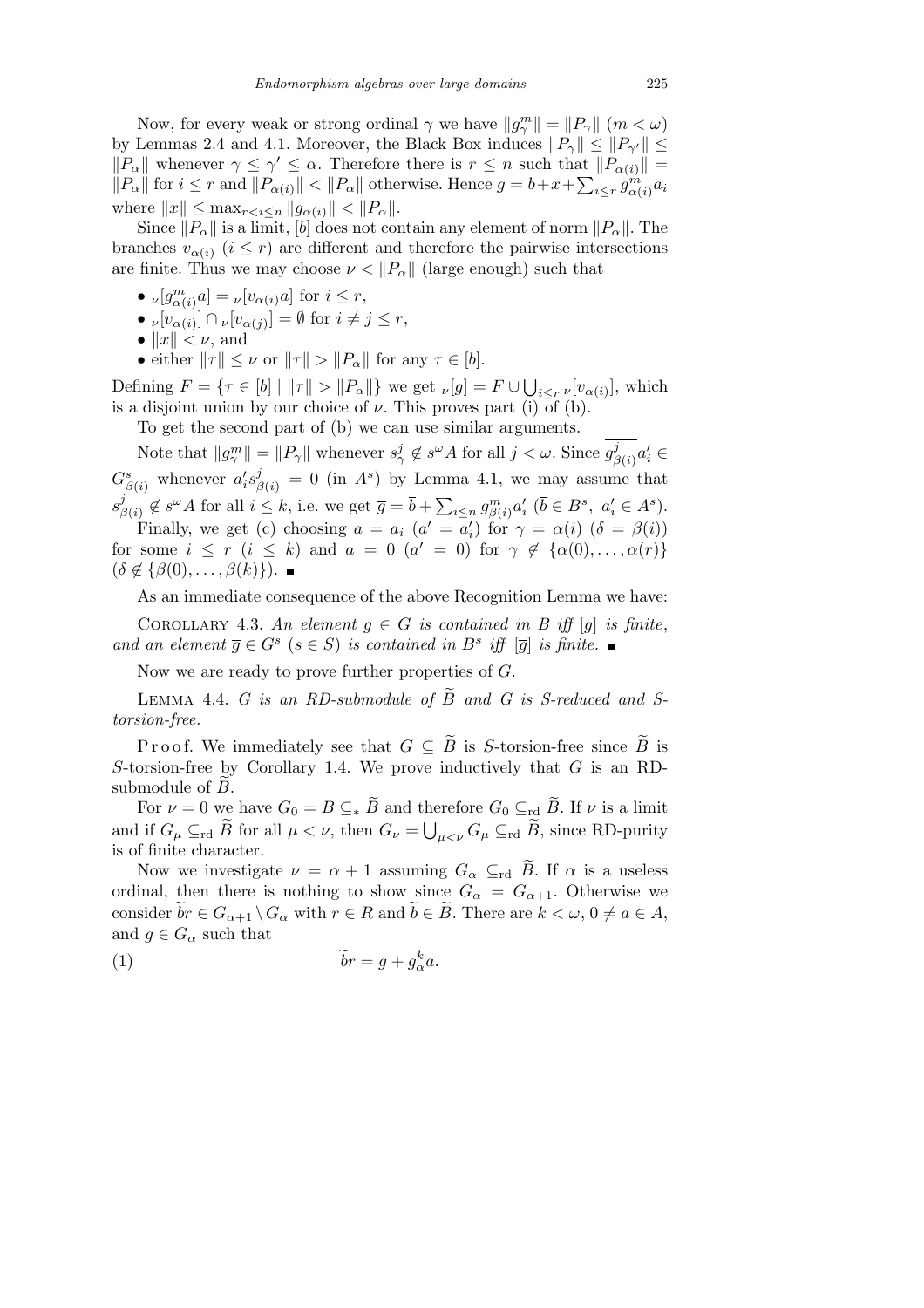Now, for every weak or strong ordinal $\gamma$ we have $\|g^m_\gamma\| = \|P_\gamma\|$ $(m < \omega)$ by Lemmas 2.4 and 4.1. Moreover, the Black Box induces $\|P_\gamma\| \le \|P_{\gamma'}\| \le \|P_\alpha\|$ whenever $\gamma \le \gamma' \le \alpha$. Therefore there is $r \le n$ such that $\|P_{\alpha(i)}\| = \|P_\alpha\|$ for $i \le r$ and $\|P_{\alpha(i)}\| < \|P_\alpha\|$ otherwise. Hence $g = b + x + \sum_{i \le r} g^m_{\alpha(i)} a_i$ where $\|x\| \le \max_{r < i \le n} \|g_{\alpha(i)}\| < \|P_\alpha\|$.

Since $\|P_\alpha\|$ is a limit, $[b]$ does not contain any element of norm $\|P_\alpha\|$. The branches $v_{\alpha(i)}$ $(i \le r)$ are different and therefore the pairwise intersections are finite. Thus we may choose $\nu < \|P_\alpha\|$ (large enough) such that

- ${}_\nu[g^m_{\alpha(i)} a] = {}_\nu[v_{\alpha(i)} a]$ for $i \le r$,
- ${}_\nu[v_{\alpha(i)}] \cap {}_\nu[v_{\alpha(j)}] = \emptyset$ for $i \ne j \le r$,
- $\|x\| < \nu$, and
- either $\|\tau\| \le \nu$ or $\|\tau\| > \|P_\alpha\|$ for any $\tau \in [b]$.

Defining $F = \{\tau \in [b] \mid \|\tau\| > \|P_\alpha\|\}$ we get ${}_\nu[g] = F \cup \bigcup_{i \le r} {}_\nu[v_{\alpha(i)}]$, which is a disjoint union by our choice of $\nu$. This proves part (i) of (b).

To get the second part of (b) we can use similar arguments.

Note that $\|\overline{g^m_\gamma}\| = \|P_\gamma\|$ whenever $s^j_\gamma \notin s^\omega A$ for all $j < \omega$. Since $\overline{g^j_{\beta(i)}} a'_i \in G^s_{\beta(i)}$ whenever $a'_i s^j_{\beta(i)} = 0$ (in $A^s$) by Lemma 4.1, we may assume that $s^j_{\beta(i)} \notin s^\omega A$ for all $i \le k$, i.e. we get $\overline{g} = \overline{b} + \sum_{i \le n} g^m_{\beta(i)} a'_i$ $(\overline{b} \in B^s,\ a'_i \in A^s)$.

Finally, we get (c) choosing $a = a_i$ $(a' = a'_i)$ for $\gamma = \alpha(i)$ $(\delta = \beta(i))$ for some $i \le r$ $(i \le k)$ and $a = 0$ $(a' = 0)$ for $\gamma \notin \{\alpha(0), \ldots, \alpha(r)\}$ $(\delta \notin \{\beta(0), \ldots, \beta(k)\})$. ∎

As an immediate consequence of the above Recognition Lemma we have:

Corollary 4.3. *An element $g \in G$ is contained in $B$ iff $[g]$ is finite, and an element $\overline{g} \in G^s$ $(s \in S)$ is contained in $B^s$ iff $[\overline{g}]$ is finite.* ∎

Now we are ready to prove further properties of $G$.

Lemma 4.4. *$G$ is an RD-submodule of $\widetilde{B}$ and $G$ is $S$-reduced and $S$-torsion-free.*

Proof. We immediately see that $G \subseteq \widetilde{B}$ is $S$-torsion-free since $\widetilde{B}$ is $S$-torsion-free by Corollary 1.4. We prove inductively that $G$ is an RD-submodule of $\widetilde{B}$.

For $\nu = 0$ we have $G_0 = B \subseteq_* \widetilde{B}$ and therefore $G_0 \subseteq_{\rm rd} \widetilde{B}$. If $\nu$ is a limit and if $G_\mu \subseteq_{\rm rd} \widetilde{B}$ for all $\mu < \nu$, then $G_\nu = \bigcup_{\mu < \nu} G_\mu \subseteq_{\rm rd} \widetilde{B}$, since RD-purity is of finite character.

Now we investigate $\nu = \alpha + 1$ assuming $G_\alpha \subseteq_{\rm rd} \widetilde{B}$. If $\alpha$ is a useless ordinal, then there is nothing to show since $G_\alpha = G_{\alpha+1}$. Otherwise we consider $\widetilde{b} r \in G_{\alpha+1} \setminus G_\alpha$ with $r \in R$ and $\widetilde{b} \in \widetilde{B}$. There are $k < \omega$, $0 \ne a \in A$, and $g \in G_\alpha$ such that

$$\widetilde{b} r = g + g^k_\alpha a. \tag{1}$$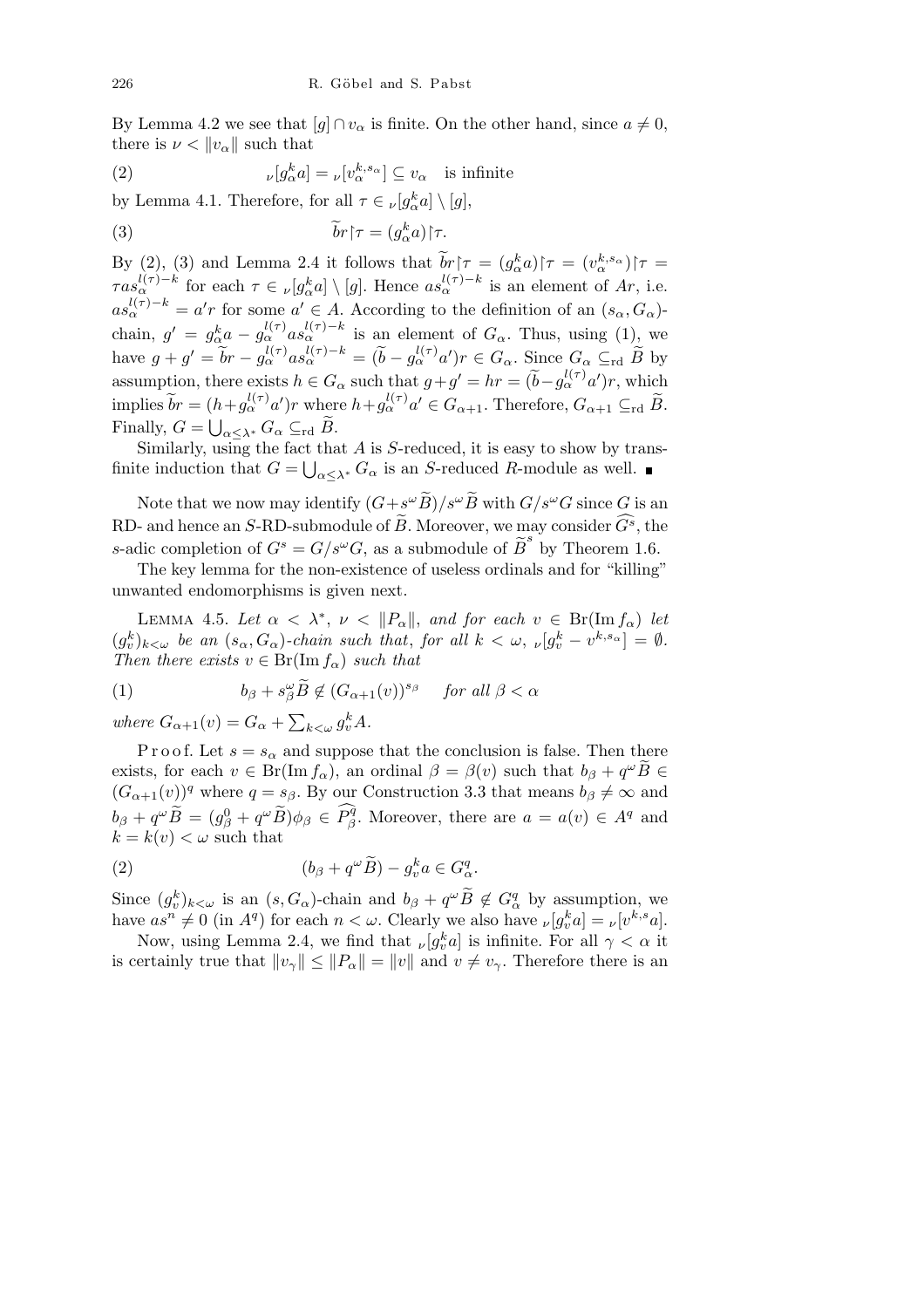By Lemma 4.2 we see that $[g] \cap v_\alpha$ is finite. On the other hand, since $a \neq 0$, there is $\nu < \|v_\alpha\|$ such that

$$(2) \qquad {}_\nu[g_\alpha^k a] = {}_\nu[v_\alpha^{k,s_\alpha}] \subseteq v_\alpha \quad \text{is infinite}$$

by Lemma 4.1. Therefore, for all $\tau \in {}_\nu[g_\alpha^k a] \setminus [g]$,

$$(3) \qquad \widetilde{b}r\restriction\tau = (g_\alpha^k a)\restriction\tau.$$

By (2), (3) and Lemma 2.4 it follows that $\widetilde{b}r\restriction\tau = (g_\alpha^k a)\restriction\tau = (v_\alpha^{k,s_\alpha})\restriction\tau = \tau a s_\alpha^{l(\tau)-k}$ for each $\tau \in {}_\nu[g_\alpha^k a] \setminus [g]$. Hence $a s_\alpha^{l(\tau)-k}$ is an element of $Ar$, i.e. $a s_\alpha^{l(\tau)-k} = a'r$ for some $a' \in A$. According to the definition of an $(s_\alpha, G_\alpha)$-chain, $g' = g_\alpha^k a - g_\alpha^{l(\tau)} a s_\alpha^{l(\tau)-k}$ is an element of $G_\alpha$. Thus, using (1), we have $g + g' = \widetilde{b}r - g_\alpha^{l(\tau)} a s_\alpha^{l(\tau)-k} = (\widetilde{b} - g_\alpha^{l(\tau)} a')r \in G_\alpha$. Since $G_\alpha \subseteq_{\mathrm{rd}} \widetilde{B}$ by assumption, there exists $h \in G_\alpha$ such that $g+g' = hr = (\widetilde{b} - g_\alpha^{l(\tau)} a')r$, which implies $\widetilde{b}r = (h + g_\alpha^{l(\tau)} a')r$ where $h + g_\alpha^{l(\tau)} a' \in G_{\alpha+1}$. Therefore, $G_{\alpha+1} \subseteq_{\mathrm{rd}} \widetilde{B}$. Finally, $G = \bigcup_{\alpha \le \lambda^*} G_\alpha \subseteq_{\mathrm{rd}} \widetilde{B}$.

Similarly, using the fact that $A$ is $S$-reduced, it is easy to show by transfinite induction that $G = \bigcup_{\alpha \le \lambda^*} G_\alpha$ is an $S$-reduced $R$-module as well. ∎

Note that we now may identify $(G + s^\omega \widetilde{B})/s^\omega \widetilde{B}$ with $G/s^\omega G$ since $G$ is an RD- and hence an $S$-RD-submodule of $\widetilde{B}$. Moreover, we may consider $\widehat{G^s}$, the $s$-adic completion of $G^s = G/s^\omega G$, as a submodule of $\widetilde{B}^s$ by Theorem 1.6.

The key lemma for the non-existence of useless ordinals and for "killing" unwanted endomorphisms is given next.

**Lemma 4.5.** *Let $\alpha < \lambda^*$, $\nu < \|P_\alpha\|$, and for each $v \in \mathrm{Br}(\mathrm{Im}\, f_\alpha)$ let $(g_v^k)_{k<\omega}$ be an $(s_\alpha, G_\alpha)$-chain such that, for all $k < \omega$, ${}_\nu[g_v^k - v^{k,s_\alpha}] = \emptyset$. Then there exists $v \in \mathrm{Br}(\mathrm{Im}\, f_\alpha)$ such that*

$$(1) \qquad b_\beta + s_\beta^\omega \widetilde{B} \notin (G_{\alpha+1}(v))^{s_\beta} \quad \text{for all } \beta < \alpha$$

*where $G_{\alpha+1}(v) = G_\alpha + \sum_{k<\omega} g_v^k A$.*

Proof. Let $s = s_\alpha$ and suppose that the conclusion is false. Then there exists, for each $v \in \mathrm{Br}(\mathrm{Im}\, f_\alpha)$, an ordinal $\beta = \beta(v)$ such that $b_\beta + q^\omega \widetilde{B} \in (G_{\alpha+1}(v))^q$ where $q = s_\beta$. By our Construction 3.3 that means $b_\beta \neq \infty$ and $b_\beta + q^\omega \widetilde{B} = (g_\beta^0 + q^\omega \widetilde{B})\phi_\beta \in \widehat{P_\beta^q}$. Moreover, there are $a = a(v) \in A^q$ and $k = k(v) < \omega$ such that

$$(2) \qquad (b_\beta + q^\omega \widetilde{B}) - g_v^k a \in G_\alpha^q.$$

Since $(g_v^k)_{k<\omega}$ is an $(s, G_\alpha)$-chain and $b_\beta + q^\omega \widetilde{B} \notin G_\alpha^q$ by assumption, we have $as^n \neq 0$ (in $A^q$) for each $n < \omega$. Clearly we also have ${}_\nu[g_v^k a] = {}_\nu[v^{k,s} a]$.

Now, using Lemma 2.4, we find that ${}_\nu[g_v^k a]$ is infinite. For all $\gamma < \alpha$ it is certainly true that $\|v_\gamma\| \le \|P_\alpha\| = \|v\|$ and $v \neq v_\gamma$. Therefore there is an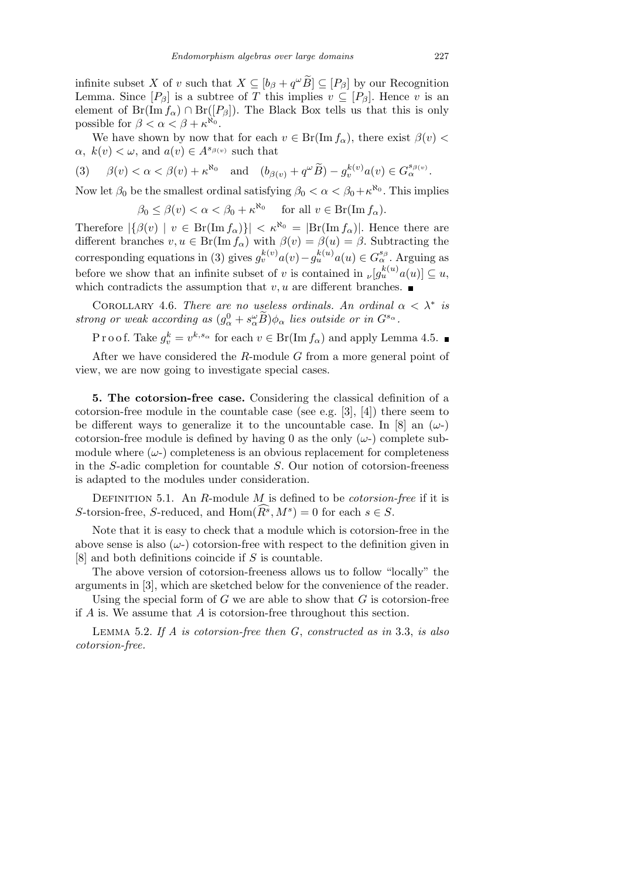infinite subset $X$ of $v$ such that $X \subseteq [b_\beta + q^\omega \widetilde{B}] \subseteq [P_\beta]$ by our Recognition Lemma. Since $[P_\beta]$ is a subtree of $T$ this implies $v \subseteq [P_\beta]$. Hence $v$ is an element of $\mathrm{Br}(\mathrm{Im}\, f_\alpha) \cap \mathrm{Br}([P_\beta])$. The Black Box tells us that this is only possible for $\beta < \alpha < \beta + \kappa^{\aleph_0}$.

We have shown by now that for each $v \in \mathrm{Br}(\mathrm{Im}\, f_\alpha)$, there exist $\beta(v) < \alpha$, $k(v) < \omega$, and $a(v) \in A^{s_{\beta(v)}}$ such that

$$(3) \qquad \beta(v) < \alpha < \beta(v) + \kappa^{\aleph_0} \quad \text{and} \quad (b_{\beta(v)} + q^\omega \widetilde{B}) - g_v^{k(v)} a(v) \in G_\alpha^{s_{\beta(v)}}.$$

Now let $\beta_0$ be the smallest ordinal satisfying $\beta_0 < \alpha < \beta_0 + \kappa^{\aleph_0}$. This implies

$$\beta_0 \le \beta(v) < \alpha < \beta_0 + \kappa^{\aleph_0} \quad \text{for all } v \in \mathrm{Br}(\mathrm{Im}\, f_\alpha).$$

Therefore $|\{\beta(v) \mid v \in \mathrm{Br}(\mathrm{Im}\, f_\alpha)\}| < \kappa^{\aleph_0} = |\mathrm{Br}(\mathrm{Im}\, f_\alpha)|$. Hence there are different branches $v, u \in \mathrm{Br}(\mathrm{Im}\, f_\alpha)$ with $\beta(v) = \beta(u) = \beta$. Subtracting the corresponding equations in (3) gives $g_v^{k(v)} a(v) - g_u^{k(u)} a(u) \in G_\alpha^{s_\beta}$. Arguing as before we show that an infinite subset of $v$ is contained in ${}_\nu[g_u^{k(u)} a(u)] \subseteq u$, which contradicts the assumption that $v, u$ are different branches. ∎

Corollary 4.6. *There are no useless ordinals. An ordinal $\alpha < \lambda^*$ is strong or weak according as $(g_\alpha^0 + s_\alpha^\omega \widetilde{B})\phi_\alpha$ lies outside or in $G^{s_\alpha}$.*

Proof. Take $g_v^k = v^{k, s_\alpha}$ for each $v \in \mathrm{Br}(\mathrm{Im}\, f_\alpha)$ and apply Lemma 4.5. ∎

After we have considered the $R$-module $G$ from a more general point of view, we are now going to investigate special cases.

**5. The cotorsion-free case.** Considering the classical definition of a cotorsion-free module in the countable case (see e.g. [3], [4]) there seem to be different ways to generalize it to the uncountable case. In [8] an ($\omega$-) cotorsion-free module is defined by having 0 as the only ($\omega$-) complete submodule where ($\omega$-) completeness is an obvious replacement for completeness in the $S$-adic completion for countable $S$. Our notion of cotorsion-freeness is adapted to the modules under consideration.

Definition 5.1. An $R$-module $M$ is defined to be *cotorsion-free* if it is $S$-torsion-free, $S$-reduced, and $\mathrm{Hom}(\widehat{R^s}, M^s) = 0$ for each $s \in S$.

Note that it is easy to check that a module which is cotorsion-free in the above sense is also ($\omega$-) cotorsion-free with respect to the definition given in [8] and both definitions coincide if $S$ is countable.

The above version of cotorsion-freeness allows us to follow "locally" the arguments in [3], which are sketched below for the convenience of the reader.

Using the special form of $G$ we are able to show that $G$ is cotorsion-free if $A$ is. We assume that $A$ is cotorsion-free throughout this section.

Lemma 5.2. *If $A$ is cotorsion-free then $G$, constructed as in* 3.3, *is also cotorsion-free.*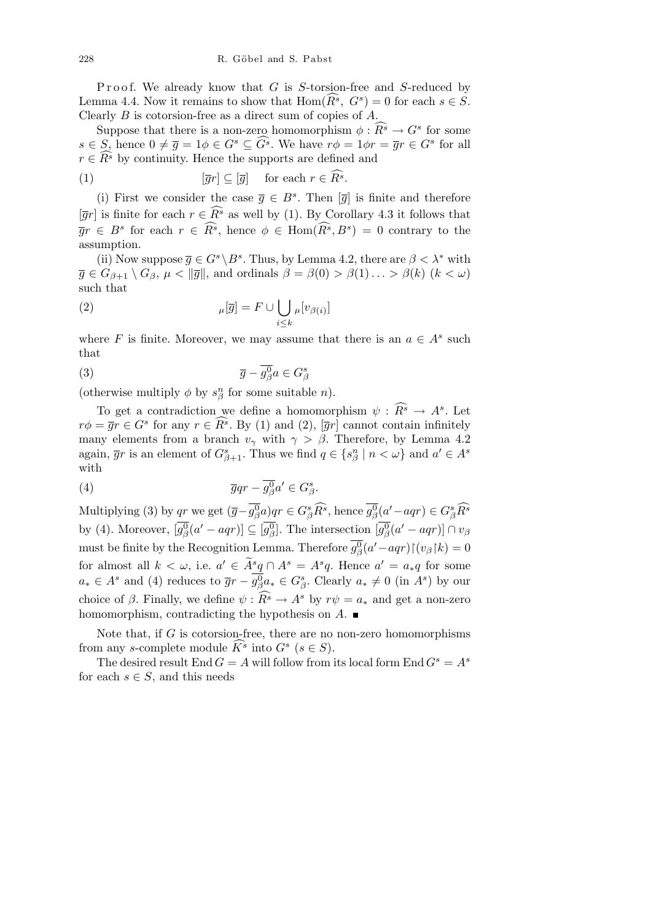P r o o f. We already know that $G$ is $S$-torsion-free and $S$-reduced by Lemma 4.4. Now it remains to show that $\mathrm{Hom}(\widehat{R^s}, G^s) = 0$ for each $s \in S$. Clearly $B$ is cotorsion-free as a direct sum of copies of $A$.

Suppose that there is a non-zero homomorphism $\phi : \widehat{R^s} \to G^s$ for some $s \in S$, hence $0 \neq \overline{g} = 1\phi \in G^s \subseteq \widehat{G^s}$. We have $r\phi = 1\phi r = \overline{g}r \in G^s$ for all $r \in \widehat{R^s}$ by continuity. Hence the supports are defined and

$$(1) \qquad [\overline{g}r] \subseteq [\overline{g}] \quad \text{for each } r \in \widehat{R^s}.$$

(i) First we consider the case $\overline{g} \in B^s$. Then $[\overline{g}]$ is finite and therefore $[\overline{g}r]$ is finite for each $r \in \widehat{R^s}$ as well by (1). By Corollary 4.3 it follows that $\overline{g}r \in B^s$ for each $r \in \widehat{R^s}$, hence $\phi \in \mathrm{Hom}(\widehat{R^s}, B^s) = 0$ contrary to the assumption.

(ii) Now suppose $\overline{g} \in G^s \setminus B^s$. Thus, by Lemma 4.2, there are $\beta < \lambda^*$ with $\overline{g} \in G_{\beta+1} \setminus G_\beta$, $\mu < \|\overline{g}\|$, and ordinals $\beta = \beta(0) > \beta(1) \ldots > \beta(k)$ $(k < \omega)$ such that

$$(2) \qquad {}_\mu[\overline{g}] = F \cup \bigcup_{i \leq k} {}_\mu[v_{\beta(i)}]$$

where $F$ is finite. Moreover, we may assume that there is an $a \in A^s$ such that

$$(3) \qquad \overline{g} - \overline{g^0_\beta} a \in G^s_\beta$$

(otherwise multiply $\phi$ by $s^n_\beta$ for some suitable $n$).

To get a contradiction we define a homomorphism $\psi : \widehat{R^s} \to A^s$. Let $r\phi = \overline{g}r \in G^s$ for any $r \in \widehat{R^s}$. By (1) and (2), $[\overline{g}r]$ cannot contain infinitely many elements from a branch $v_\gamma$ with $\gamma > \beta$. Therefore, by Lemma 4.2 again, $\overline{g}r$ is an element of $G^s_{\beta+1}$. Thus we find $q \in \{s^n_\beta \mid n < \omega\}$ and $a' \in A^s$ with

$$(4) \qquad \overline{g}qr - \overline{g^0_\beta} a' \in G^s_\beta.$$

Multiplying (3) by $qr$ we get $(\overline{g} - \overline{g^0_\beta} a)qr \in G^s_\beta \widehat{R^s}$, hence $\overline{g^0_\beta}(a' - aqr) \in G^s_\beta \widehat{R^s}$ by (4). Moreover, $[\overline{g^0_\beta}(a' - aqr)] \subseteq [\overline{g^0_\beta}]$. The intersection $[\overline{g^0_\beta}(a' - aqr)] \cap v_\beta$ must be finite by the Recognition Lemma. Therefore $\overline{g^0_\beta}(a' - aqr)\lceil(v_\beta \lceil k) = 0$ for almost all $k < \omega$, i.e. $a' \in \widetilde{A}^s q \cap A^s = A^s q$. Hence $a' = a_* q$ for some $a_* \in A^s$ and (4) reduces to $\overline{g}r - \overline{g^0_\beta} a_* \in G^s_\beta$. Clearly $a_* \neq 0$ (in $A^s$) by our choice of $\beta$. Finally, we define $\psi : \widehat{R^s} \to A^s$ by $r\psi = a_*$ and get a non-zero homomorphism, contradicting the hypothesis on $A$. ∎

Note that, if $G$ is cotorsion-free, there are no non-zero homomorphisms from any $s$-complete module $\widehat{K^s}$ into $G^s$ $(s \in S)$.

The desired result $\mathrm{End}\, G = A$ will follow from its local form $\mathrm{End}\, G^s = A^s$ for each $s \in S$, and this needs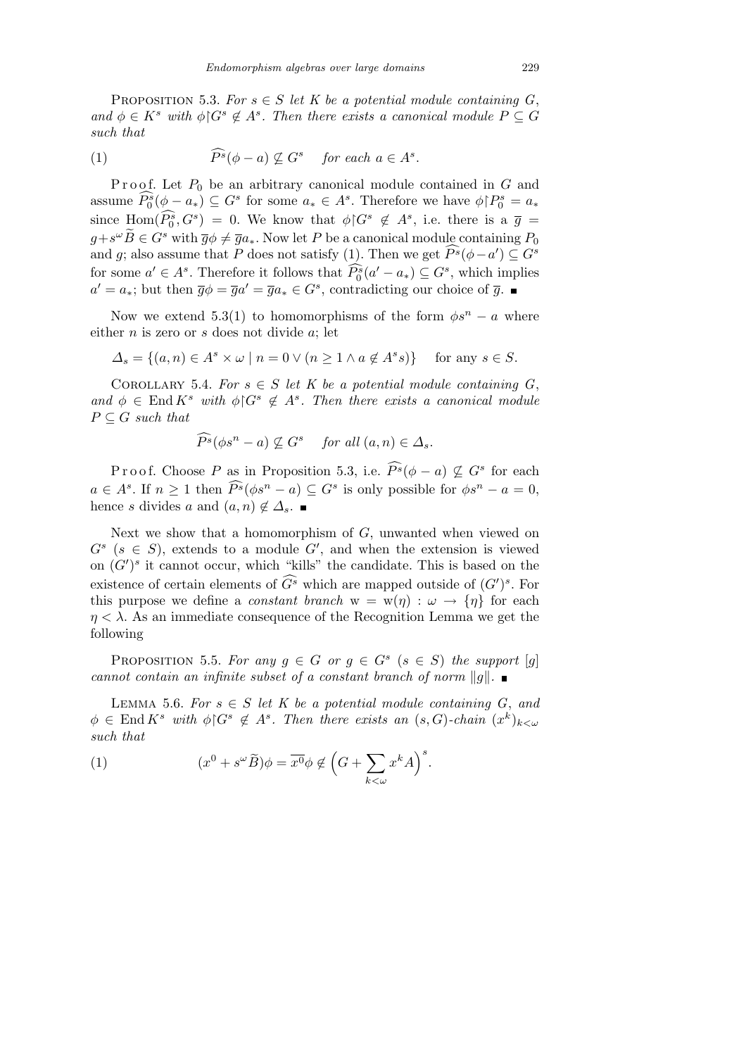PROPOSITION 5.3. *For $s \in S$ let $K$ be a potential module containing $G$, and $\phi \in K^s$ with $\phi\restriction G^s \notin A^s$. Then there exists a canonical module $P \subseteq G$ such that*

$$\widehat{P^s}(\phi - a) \not\subseteq G^s \quad \text{for each } a \in A^s. \tag{1}$$

Proof. Let $P_0$ be an arbitrary canonical module contained in $G$ and assume $\widehat{P_0^s}(\phi - a_*) \subseteq G^s$ for some $a_* \in A^s$. Therefore we have $\phi\restriction P_0^s = a_*$ since $\operatorname{Hom}(\widehat{P_0^s}, G^s) = 0$. We know that $\phi\restriction G^s \notin A^s$, i.e. there is a $\overline{g} = g + s^\omega \widetilde{B} \in G^s$ with $\overline{g}\phi \neq \overline{g}a_*$. Now let $P$ be a canonical module containing $P_0$ and $g$; also assume that $P$ does not satisfy (1). Then we get $\widehat{P^s}(\phi - a') \subseteq G^s$ for some $a' \in A^s$. Therefore it follows that $\widehat{P_0^s}(a' - a_*) \subseteq G^s$, which implies $a' = a_*$; but then $\overline{g}\phi = \overline{g}a' = \overline{g}a_* \in G^s$, contradicting our choice of $\overline{g}$. ■

Now we extend 5.3(1) to homomorphisms of the form $\phi s^n - a$ where either $n$ is zero or $s$ does not divide $a$; let

$$\Delta_s = \{(a, n) \in A^s \times \omega \mid n = 0 \vee (n \geq 1 \wedge a \notin A^s s)\} \quad \text{for any } s \in S.$$

COROLLARY 5.4. *For $s \in S$ let $K$ be a potential module containing $G$, and $\phi \in \operatorname{End} K^s$ with $\phi\restriction G^s \notin A^s$. Then there exists a canonical module $P \subseteq G$ such that*

$$\widehat{P^s}(\phi s^n - a) \not\subseteq G^s \quad \text{for all } (a, n) \in \Delta_s.$$

Proof. Choose $P$ as in Proposition 5.3, i.e. $\widehat{P^s}(\phi - a) \not\subseteq G^s$ for each $a \in A^s$. If $n \geq 1$ then $\widehat{P^s}(\phi s^n - a) \subseteq G^s$ is only possible for $\phi s^n - a = 0$, hence $s$ divides $a$ and $(a, n) \notin \Delta_s$. ■

Next we show that a homomorphism of $G$, unwanted when viewed on $G^s$ $(s \in S)$, extends to a module $G'$, and when the extension is viewed on $(G')^s$ it cannot occur, which "kills" the candidate. This is based on the existence of certain elements of $\widehat{G^s}$ which are mapped outside of $(G')^s$. For this purpose we define a *constant branch* $\mathrm{w} = \mathrm{w}(\eta) : \omega \to \{\eta\}$ for each $\eta < \lambda$. As an immediate consequence of the Recognition Lemma we get the following

PROPOSITION 5.5. *For any $g \in G$ or $g \in G^s$ $(s \in S)$ the support $[g]$ cannot contain an infinite subset of a constant branch of norm $\|g\|$.* ■

LEMMA 5.6. *For $s \in S$ let $K$ be a potential module containing $G$, and $\phi \in \operatorname{End} K^s$ with $\phi\restriction G^s \notin A^s$. Then there exists an $(s, G)$-chain $(x^k)_{k<\omega}$ such that*

$$(x^0 + s^\omega \widetilde{B})\phi = \overline{x^0}\phi \notin \Big(G + \sum_{k<\omega} x^k A\Big)^s. \tag{1}$$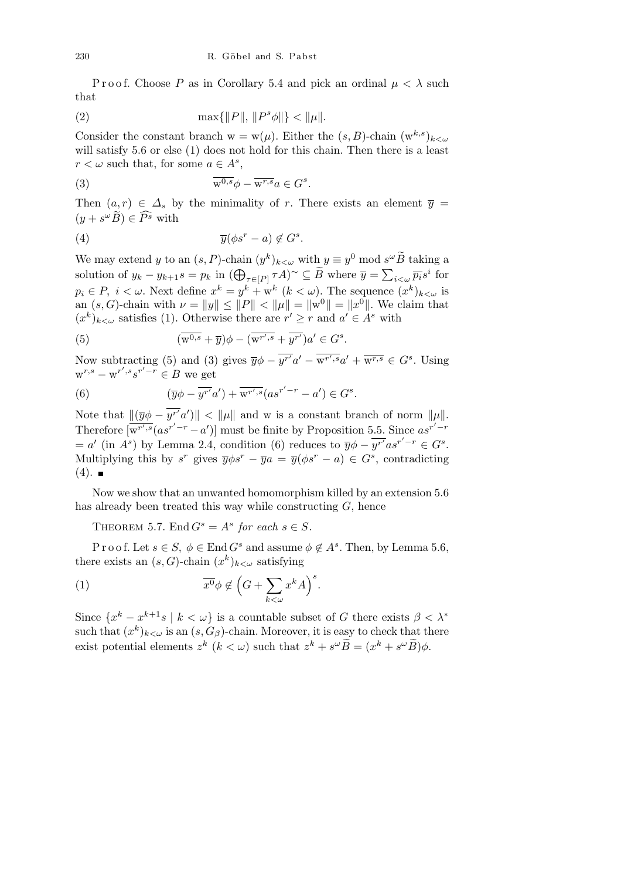Proof. Choose $P$ as in Corollary 5.4 and pick an ordinal $\mu < \lambda$ such that

$$\max\{\|P\|, \|P^s\phi\|\} < \|\mu\|. \tag{2}$$

Consider the constant branch $\mathrm{w} = \mathrm{w}(\mu)$. Either the $(s, B)$-chain $(\mathrm{w}^{k,s})_{k<\omega}$ will satisfy 5.6 or else (1) does not hold for this chain. Then there is a least $r < \omega$ such that, for some $a \in A^s$,

$$\overline{\mathrm{w}^{0,s}}\phi - \overline{\mathrm{w}^{r,s}}a \in G^s. \tag{3}$$

Then $(a, r) \in \Delta_s$ by the minimality of $r$. There exists an element $\overline{y} = (y + s^\omega \widetilde{B}) \in \widehat{P^s}$ with

$$\overline{y}(\phi s^r - a) \notin G^s. \tag{4}$$

We may extend $y$ to an $(s, P)$-chain $(y^k)_{k<\omega}$ with $y \equiv y^0 \bmod s^\omega \widetilde{B}$ taking a solution of $y_k - y_{k+1}s = p_k$ in $(\bigoplus_{\tau\in[P]} \tau A)^\sim \subseteq \widetilde{B}$ where $\overline{y} = \sum_{i<\omega} \overline{p_i}s^i$ for $p_i \in P$, $i < \omega$. Next define $x^k = y^k + \mathrm{w}^k$ $(k < \omega)$. The sequence $(x^k)_{k<\omega}$ is an $(s, G)$-chain with $\nu = \|y\| \le \|P\| < \|\mu\| = \|\mathrm{w}^0\| = \|x^0\|$. We claim that $(x^k)_{k<\omega}$ satisfies (1). Otherwise there are $r' \ge r$ and $a' \in A^s$ with

$$(\overline{\mathrm{w}^{0,s}} + \overline{y})\phi - (\overline{\mathrm{w}^{r',s}} + \overline{y^{r'}})a' \in G^s. \tag{5}$$

Now subtracting (5) and (3) gives $\overline{y}\phi - \overline{y^{r'}}a' - \overline{\mathrm{w}^{r',s}}a' + \overline{\mathrm{w}^{r,s}} \in G^s$. Using $\mathrm{w}^{r,s} - \mathrm{w}^{r',s}s^{r'-r} \in B$ we get

$$(\overline{y}\phi - \overline{y^{r'}}a') + \overline{\mathrm{w}^{r',s}}(as^{r'-r} - a') \in G^s. \tag{6}$$

Note that $\|(\overline{y}\phi - \overline{y^{r'}}a')\| < \|\mu\|$ and w is a constant branch of norm $\|\mu\|$. Therefore $[\overline{\mathrm{w}^{r',s}}(as^{r'-r} - a')]$ must be finite by Proposition 5.5. Since $as^{r'-r} = a'$ (in $A^s$) by Lemma 2.4, condition (6) reduces to $\overline{y}\phi - \overline{y^{r'}}as^{r'-r} \in G^s$. Multiplying this by $s^r$ gives $\overline{y}\phi s^r - \overline{y}a = \overline{y}(\phi s^r - a) \in G^s$, contradicting (4). ∎

Now we show that an unwanted homomorphism killed by an extension 5.6 has already been treated this way while constructing $G$, hence

THEOREM 5.7. *$\operatorname{End} G^s = A^s$ for each $s \in S$.*

Proof. Let $s \in S$, $\phi \in \operatorname{End} G^s$ and assume $\phi \notin A^s$. Then, by Lemma 5.6, there exists an $(s, G)$-chain $(x^k)_{k<\omega}$ satisfying

$$\overline{x^0}\phi \notin \Big(G + \sum_{k<\omega} x^k A\Big)^s. \tag{1}$$

Since $\{x^k - x^{k+1}s \mid k < \omega\}$ is a countable subset of $G$ there exists $\beta < \lambda^*$ such that $(x^k)_{k<\omega}$ is an $(s, G_\beta)$-chain. Moreover, it is easy to check that there exist potential elements $z^k$ $(k < \omega)$ such that $z^k + s^\omega \widetilde{B} = (x^k + s^\omega \widetilde{B})\phi$.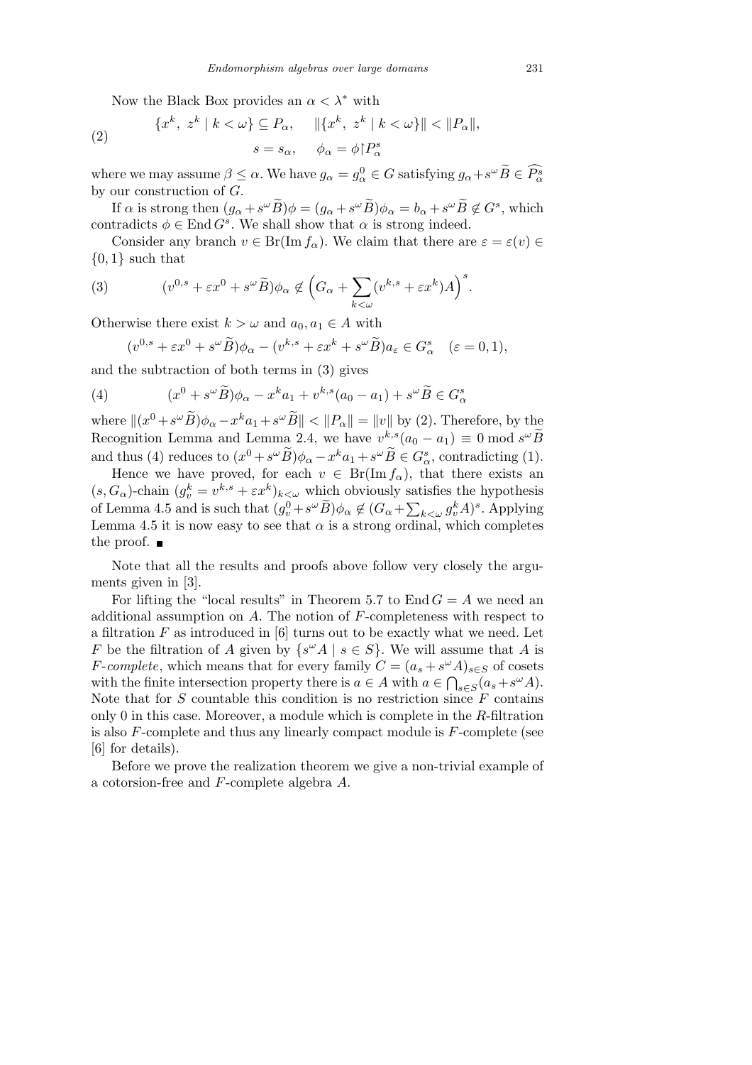Now the Black Box provides an $\alpha < \lambda^*$ with

$$
\begin{aligned}
&\{x^k,\ z^k \mid k < \omega\} \subseteq P_\alpha, \qquad \|\{x^k,\ z^k \mid k < \omega\}\| < \|P_\alpha\|, \\
&\qquad\qquad s = s_\alpha, \qquad \phi_\alpha = \phi \restriction P_\alpha^s
\end{aligned} \tag{2}
$$

where we may assume $\beta \le \alpha$. We have $g_\alpha = g_\alpha^0 \in G$ satisfying $g_\alpha + s^\omega \widetilde{B} \in \widehat{P_\alpha^s}$ by our construction of $G$.

If $\alpha$ is strong then $(g_\alpha + s^\omega \widetilde{B})\phi = (g_\alpha + s^\omega \widetilde{B})\phi_\alpha = b_\alpha + s^\omega \widetilde{B} \notin G^s$, which contradicts $\phi \in \operatorname{End} G^s$. We shall show that $\alpha$ is strong indeed.

Consider any branch $v \in \operatorname{Br}(\operatorname{Im} f_\alpha)$. We claim that there are $\varepsilon = \varepsilon(v) \in \{0,1\}$ such that

$$
(v^{0,s} + \varepsilon x^0 + s^\omega \widetilde{B})\phi_\alpha \notin \Big(G_\alpha + \sum_{k<\omega} (v^{k,s} + \varepsilon x^k)A\Big)^s. \tag{3}
$$

Otherwise there exist $k > \omega$ and $a_0, a_1 \in A$ with

$$
(v^{0,s} + \varepsilon x^0 + s^\omega \widetilde{B})\phi_\alpha - (v^{k,s} + \varepsilon x^k + s^\omega \widetilde{B})a_\varepsilon \in G_\alpha^s \quad (\varepsilon = 0, 1),
$$

and the subtraction of both terms in (3) gives

$$
(x^0 + s^\omega \widetilde{B})\phi_\alpha - x^k a_1 + v^{k,s}(a_0 - a_1) + s^\omega \widetilde{B} \in G_\alpha^s \tag{4}
$$

where $\|(x^0 + s^\omega \widetilde{B})\phi_\alpha - x^k a_1 + s^\omega \widetilde{B}\| < \|P_\alpha\| = \|v\|$ by (2). Therefore, by the Recognition Lemma and Lemma 2.4, we have $v^{k,s}(a_0 - a_1) \equiv 0 \bmod s^\omega \widetilde{B}$ and thus (4) reduces to $(x^0 + s^\omega \widetilde{B})\phi_\alpha - x^k a_1 + s^\omega \widetilde{B} \in G_\alpha^s$, contradicting (1).

Hence we have proved, for each $v \in \operatorname{Br}(\operatorname{Im} f_\alpha)$, that there exists an $(s, G_\alpha)$-chain $(g_v^k = v^{k,s} + \varepsilon x^k)_{k<\omega}$ which obviously satisfies the hypothesis of Lemma 4.5 and is such that $(g_v^0 + s^\omega \widetilde{B})\phi_\alpha \notin (G_\alpha + \sum_{k<\omega} g_v^k A)^s$. Applying Lemma 4.5 it is now easy to see that $\alpha$ is a strong ordinal, which completes the proof. ∎

Note that all the results and proofs above follow very closely the arguments given in [3].

For lifting the "local results" in Theorem 5.7 to $\operatorname{End} G = A$ we need an additional assumption on $A$. The notion of $F$-completeness with respect to a filtration $F$ as introduced in [6] turns out to be exactly what we need. Let $F$ be the filtration of $A$ given by $\{s^\omega A \mid s \in S\}$. We will assume that $A$ is $F$-*complete*, which means that for every family $C = (a_s + s^\omega A)_{s \in S}$ of cosets with the finite intersection property there is $a \in A$ with $a \in \bigcap_{s \in S}(a_s + s^\omega A)$. Note that for $S$ countable this condition is no restriction since $F$ contains only 0 in this case. Moreover, a module which is complete in the $R$-filtration is also $F$-complete and thus any linearly compact module is $F$-complete (see [6] for details).

Before we prove the realization theorem we give a non-trivial example of a cotorsion-free and $F$-complete algebra $A$.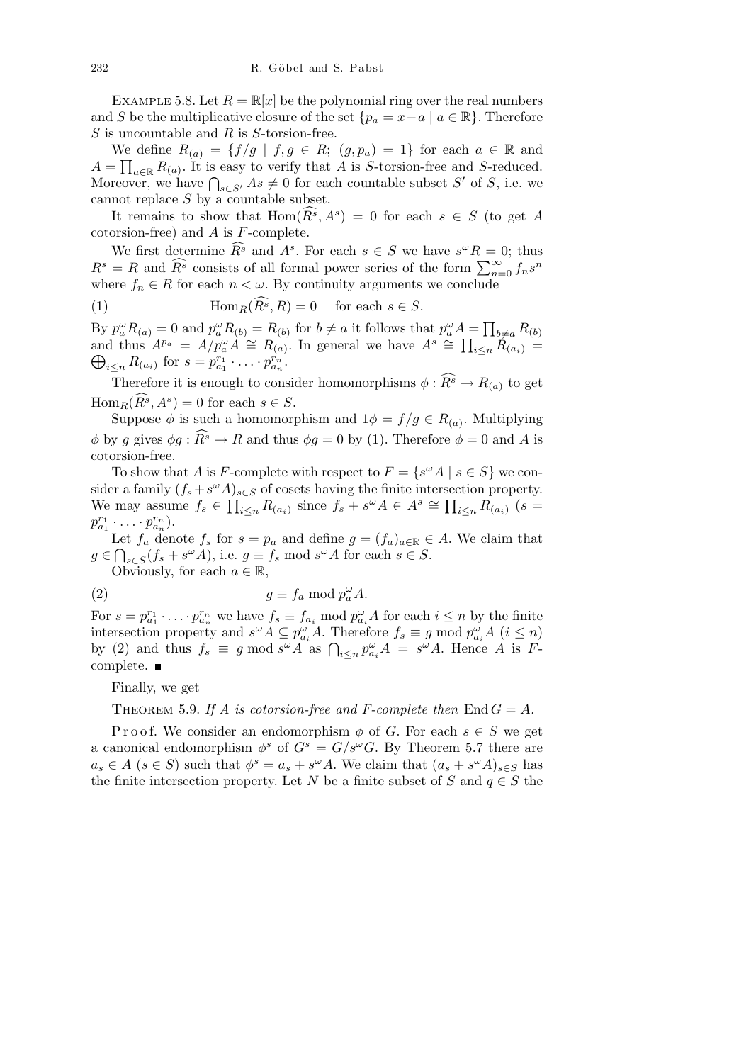Example 5.8. Let $R = \mathbb{R}[x]$ be the polynomial ring over the real numbers and $S$ be the multiplicative closure of the set $\{p_a = x - a \mid a \in \mathbb{R}\}$. Therefore $S$ is uncountable and $R$ is $S$-torsion-free.

We define $R_{(a)} = \{f/g \mid f, g \in R;\ (g, p_a) = 1\}$ for each $a \in \mathbb{R}$ and $A = \prod_{a \in \mathbb{R}} R_{(a)}$. It is easy to verify that $A$ is $S$-torsion-free and $S$-reduced. Moreover, we have $\bigcap_{s \in S'} As \neq 0$ for each countable subset $S'$ of $S$, i.e. we cannot replace $S$ by a countable subset.

It remains to show that $\mathrm{Hom}(\widehat{R^s}, A^s) = 0$ for each $s \in S$ (to get $A$ cotorsion-free) and $A$ is $F$-complete.

We first determine $\widehat{R^s}$ and $A^s$. For each $s \in S$ we have $s^\omega R = 0$; thus $R^s = R$ and $\widehat{R^s}$ consists of all formal power series of the form $\sum_{n=0}^{\infty} f_n s^n$ where $f_n \in R$ for each $n < \omega$. By continuity arguments we conclude

$$\mathrm{Hom}_R(\widehat{R^s}, R) = 0 \quad \text{for each } s \in S. \tag{1}$$

By $p_a^\omega R_{(a)} = 0$ and $p_a^\omega R_{(b)} = R_{(b)}$ for $b \neq a$ it follows that $p_a^\omega A = \prod_{b \neq a} R_{(b)}$ and thus $A^{p_a} = A/p_a^\omega A \cong R_{(a)}$. In general we have $A^s \cong \prod_{i \le n} R_{(a_i)} = \bigoplus_{i \le n} R_{(a_i)}$ for $s = p_{a_1}^{r_1} \cdot \ldots \cdot p_{a_n}^{r_n}$.

Therefore it is enough to consider homomorphisms $\phi : \widehat{R^s} \to R_{(a)}$ to get $\mathrm{Hom}_R(\widehat{R^s}, A^s) = 0$ for each $s \in S$.

Suppose $\phi$ is such a homomorphism and $1\phi = f/g \in R_{(a)}$. Multiplying $\phi$ by $g$ gives $\phi g : \widehat{R^s} \to R$ and thus $\phi g = 0$ by (1). Therefore $\phi = 0$ and $A$ is cotorsion-free.

To show that $A$ is $F$-complete with respect to $F = \{s^\omega A \mid s \in S\}$ we consider a family $(f_s + s^\omega A)_{s \in S}$ of cosets having the finite intersection property. We may assume $f_s \in \prod_{i \le n} R_{(a_i)}$ since $f_s + s^\omega A \in A^s \cong \prod_{i \le n} R_{(a_i)}$ ($s = p_{a_1}^{r_1} \cdot \ldots \cdot p_{a_n}^{r_n}$).

Let $f_a$ denote $f_s$ for $s = p_a$ and define $g = (f_a)_{a \in \mathbb{R}} \in A$. We claim that $g \in \bigcap_{s \in S}(f_s + s^\omega A)$, i.e. $g \equiv f_s \bmod s^\omega A$ for each $s \in S$.

Obviously, for each $a \in \mathbb{R}$,

$$g \equiv f_a \bmod p_a^\omega A. \tag{2}$$

For $s = p_{a_1}^{r_1} \cdot \ldots \cdot p_{a_n}^{r_n}$ we have $f_s \equiv f_{a_i} \bmod p_{a_i}^\omega A$ for each $i \le n$ by the finite intersection property and $s^\omega A \subseteq p_{a_i}^\omega A$. Therefore $f_s \equiv g \bmod p_{a_i}^\omega A$ ($i \le n$) by (2) and thus $f_s \equiv g \bmod s^\omega A$ as $\bigcap_{i \le n} p_{a_i}^\omega A = s^\omega A$. Hence $A$ is $F$-complete. ∎

Finally, we get

Theorem 5.9. *If $A$ is cotorsion-free and $F$-complete then* $\mathrm{End}\, G = A$.

Proof. We consider an endomorphism $\phi$ of $G$. For each $s \in S$ we get a canonical endomorphism $\phi^s$ of $G^s = G/s^\omega G$. By Theorem 5.7 there are $a_s \in A$ ($s \in S$) such that $\phi^s = a_s + s^\omega A$. We claim that $(a_s + s^\omega A)_{s \in S}$ has the finite intersection property. Let $N$ be a finite subset of $S$ and $q \in S$ the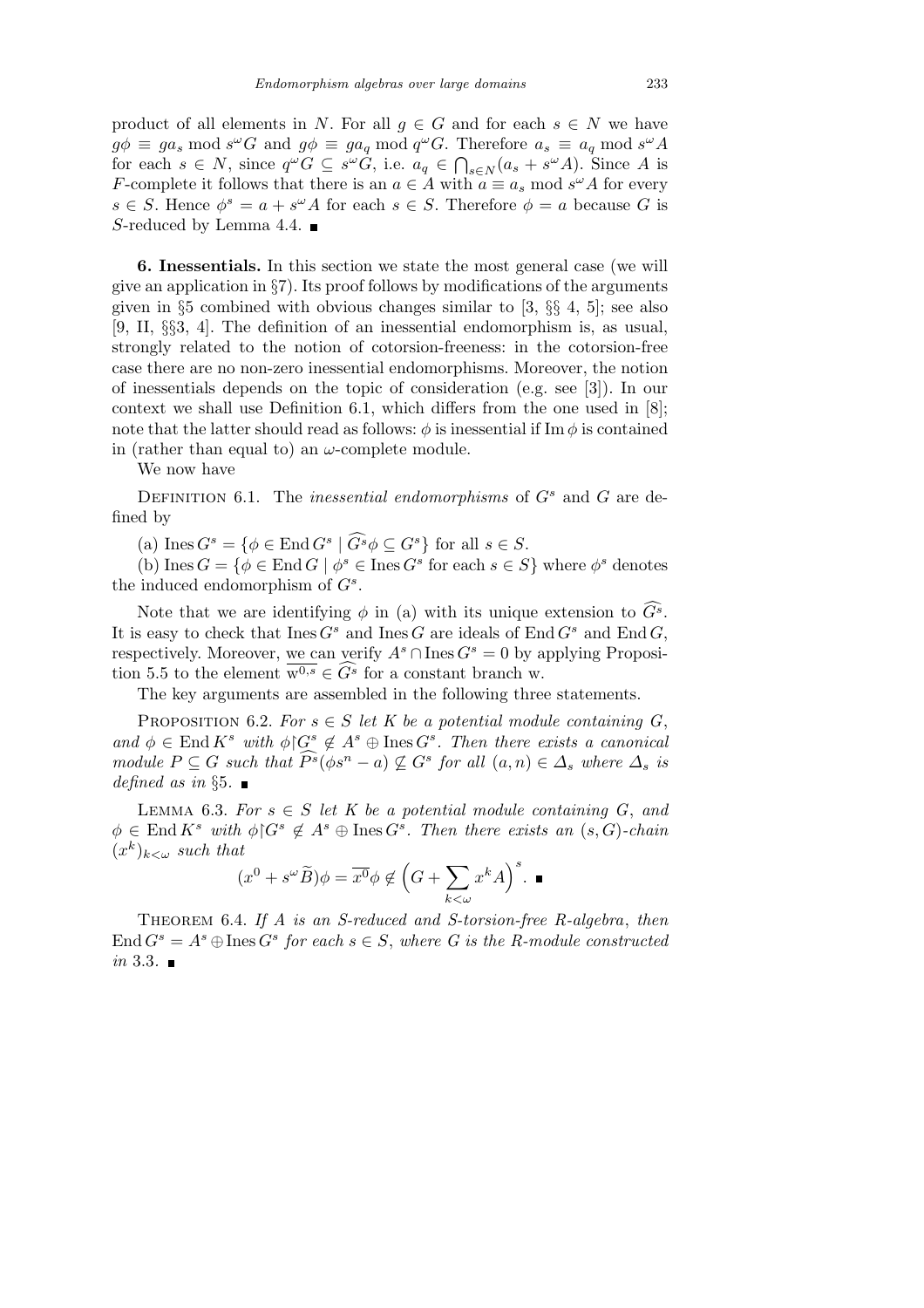product of all elements in $N$. For all $g \in G$ and for each $s \in N$ we have $g\phi \equiv ga_s \bmod s^\omega G$ and $g\phi \equiv ga_q \bmod q^\omega G$. Therefore $a_s \equiv a_q \bmod s^\omega A$ for each $s \in N$, since $q^\omega G \subseteq s^\omega G$, i.e. $a_q \in \bigcap_{s\in N}(a_s + s^\omega A)$. Since $A$ is $F$-complete it follows that there is an $a \in A$ with $a \equiv a_s \bmod s^\omega A$ for every $s \in S$. Hence $\phi^s = a + s^\omega A$ for each $s \in S$. Therefore $\phi = a$ because $G$ is $S$-reduced by Lemma 4.4. ■

**6. Inessentials.** In this section we state the most general case (we will give an application in §7). Its proof follows by modifications of the arguments given in §5 combined with obvious changes similar to [3, §§ 4, 5]; see also [9, II, §§3, 4]. The definition of an inessential endomorphism is, as usual, strongly related to the notion of cotorsion-freeness: in the cotorsion-free case there are no non-zero inessential endomorphisms. Moreover, the notion of inessentials depends on the topic of consideration (e.g. see [3]). In our context we shall use Definition 6.1, which differs from the one used in [8]; note that the latter should read as follows: $\phi$ is inessential if $\operatorname{Im}\phi$ is contained in (rather than equal to) an $\omega$-complete module.

We now have

Definition 6.1. The *inessential endomorphisms* of $G^s$ and $G$ are defined by

(a) $\operatorname{Ines} G^s = \{\phi \in \operatorname{End} G^s \mid \widehat{G^s}\phi \subseteq G^s\}$ for all $s \in S$.

(b) $\operatorname{Ines} G = \{\phi \in \operatorname{End} G \mid \phi^s \in \operatorname{Ines} G^s$ for each $s \in S\}$ where $\phi^s$ denotes the induced endomorphism of $G^s$.

Note that we are identifying $\phi$ in (a) with its unique extension to $\widehat{G^s}$. It is easy to check that $\operatorname{Ines} G^s$ and $\operatorname{Ines} G$ are ideals of $\operatorname{End} G^s$ and $\operatorname{End} G$, respectively. Moreover, we can verify $A^s \cap \operatorname{Ines} G^s = 0$ by applying Proposition 5.5 to the element $\overline{\mathrm{w}^{0,s}} \in \widehat{G^s}$ for a constant branch w.

The key arguments are assembled in the following three statements.

Proposition 6.2. *For $s \in S$ let $K$ be a potential module containing $G$, and $\phi \in \operatorname{End} K^s$ with $\phi\restriction G^s \notin A^s \oplus \operatorname{Ines} G^s$. Then there exists a canonical module $P \subseteq G$ such that $\widehat{P^s}(\phi s^n - a) \not\subseteq G^s$ for all $(a,n) \in \Delta_s$ where $\Delta_s$ is defined as in* §5. ■

Lemma 6.3. *For $s \in S$ let $K$ be a potential module containing $G$, and $\phi \in \operatorname{End} K^s$ with $\phi\restriction G^s \notin A^s \oplus \operatorname{Ines} G^s$. Then there exists an $(s,G)$-chain $(x^k)_{k<\omega}$ such that*

$$(x^0 + s^\omega \widetilde{B})\phi = \overline{x^0}\phi \notin \Big(G + \sum_{k<\omega} x^k A\Big)^s. \ ■$$

Theorem 6.4. *If $A$ is an $S$-reduced and $S$-torsion-free $R$-algebra, then $\operatorname{End} G^s = A^s \oplus \operatorname{Ines} G^s$ for each $s \in S$, where $G$ is the $R$-module constructed in* 3.3. ■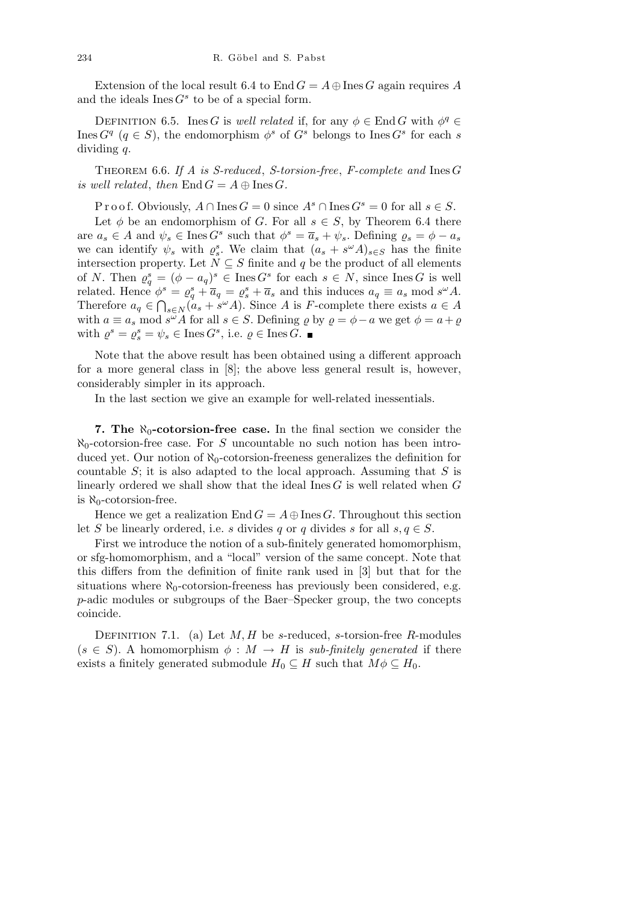Extension of the local result 6.4 to $\operatorname{End} G = A \oplus \operatorname{Ines} G$ again requires $A$ and the ideals $\operatorname{Ines} G^s$ to be of a special form.

Definition 6.5. $\operatorname{Ines} G$ is *well related* if, for any $\phi \in \operatorname{End} G$ with $\phi^q \in \operatorname{Ines} G^q$ $(q \in S)$, the endomorphism $\phi^s$ of $G^s$ belongs to $\operatorname{Ines} G^s$ for each $s$ dividing $q$.

Theorem 6.6. *If $A$ is $S$-reduced, $S$-torsion-free, $F$-complete and $\operatorname{Ines} G$ is well related, then $\operatorname{End} G = A \oplus \operatorname{Ines} G$.*

Proof. Obviously, $A \cap \operatorname{Ines} G = 0$ since $A^s \cap \operatorname{Ines} G^s = 0$ for all $s \in S$.

Let $\phi$ be an endomorphism of $G$. For all $s \in S$, by Theorem 6.4 there are $a_s \in A$ and $\psi_s \in \operatorname{Ines} G^s$ such that $\phi^s = \overline{a}_s + \psi_s$. Defining $\varrho_s = \phi - a_s$ we can identify $\psi_s$ with $\varrho_s^s$. We claim that $(a_s + s^\omega A)_{s \in S}$ has the finite intersection property. Let $N \subseteq S$ finite and $q$ be the product of all elements of $N$. Then $\varrho_q^s = (\phi - a_q)^s \in \operatorname{Ines} G^s$ for each $s \in N$, since $\operatorname{Ines} G$ is well related. Hence $\phi^s = \varrho_q^s + \overline{a}_q = \varrho_s^s + \overline{a}_s$ and this induces $a_q \equiv a_s \bmod s^\omega A$. Therefore $a_q \in \bigcap_{s \in N}(a_s + s^\omega A)$. Since $A$ is $F$-complete there exists $a \in A$ with $a \equiv a_s \bmod s^\omega A$ for all $s \in S$. Defining $\varrho$ by $\varrho = \phi - a$ we get $\phi = a + \varrho$ with $\varrho^s = \varrho_s^s = \psi_s \in \operatorname{Ines} G^s$, i.e. $\varrho \in \operatorname{Ines} G$. ∎

Note that the above result has been obtained using a different approach for a more general class in [8]; the above less general result is, however, considerably simpler in its approach.

In the last section we give an example for well-related inessentials.

## 7. The $\aleph_0$-cotorsion-free case.

In the final section we consider the $\aleph_0$-cotorsion-free case. For $S$ uncountable no such notion has been introduced yet. Our notion of $\aleph_0$-cotorsion-freeness generalizes the definition for countable $S$; it is also adapted to the local approach. Assuming that $S$ is linearly ordered we shall show that the ideal $\operatorname{Ines} G$ is well related when $G$ is $\aleph_0$-cotorsion-free.

Hence we get a realization $\operatorname{End} G = A \oplus \operatorname{Ines} G$. Throughout this section let $S$ be linearly ordered, i.e. $s$ divides $q$ or $q$ divides $s$ for all $s, q \in S$.

First we introduce the notion of a sub-finitely generated homomorphism, or sfg-homomorphism, and a "local" version of the same concept. Note that this differs from the definition of finite rank used in [3] but that for the situations where $\aleph_0$-cotorsion-freeness has previously been considered, e.g. $p$-adic modules or subgroups of the Baer–Specker group, the two concepts coincide.

Definition 7.1. (a) Let $M, H$ be $s$-reduced, $s$-torsion-free $R$-modules $(s \in S)$. A homomorphism $\phi : M \to H$ is *sub-finitely generated* if there exists a finitely generated submodule $H_0 \subseteq H$ such that $M\phi \subseteq H_0$.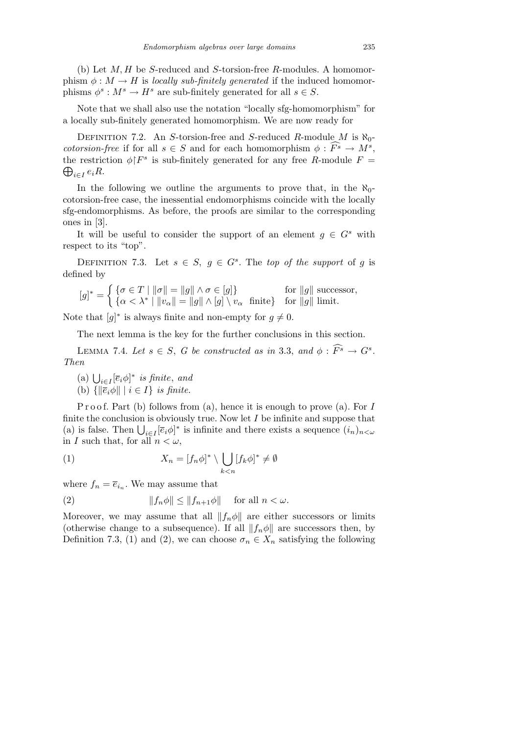(b) Let $M, H$ be $S$-reduced and $S$-torsion-free $R$-modules. A homomorphism $\phi : M \to H$ is *locally sub-finitely generated* if the induced homomorphisms $\phi^s : M^s \to H^s$ are sub-finitely generated for all $s \in S$.

Note that we shall also use the notation "locally sfg-homomorphism" for a locally sub-finitely generated homomorphism. We are now ready for

DEFINITION 7.2. An $S$-torsion-free and $S$-reduced $R$-module $M$ is $\aleph_0$-*cotorsion-free* if for all $s \in S$ and for each homomorphism $\phi : \widehat{F^s} \to M^s$, the restriction $\phi\restriction F^s$ is sub-finitely generated for any free $R$-module $F = \bigoplus_{i\in I} e_i R$.

In the following we outline the arguments to prove that, in the $\aleph_0$-cotorsion-free case, the inessential endomorphisms coincide with the locally sfg-endomorphisms. As before, the proofs are similar to the corresponding ones in [3].

It will be useful to consider the support of an element $g \in G^s$ with respect to its "top".

DEFINITION 7.3. Let $s \in S$, $g \in G^s$. The *top of the support* of $g$ is defined by

$$[g]^* = \begin{cases} \{\sigma \in T \mid \|\sigma\| = \|g\| \wedge \sigma \in [g]\} & \text{for } \|g\| \text{ successor},\\ \{\alpha < \lambda^* \mid \|v_\alpha\| = \|g\| \wedge [g] \setminus v_\alpha \ \text{ finite}\} & \text{for } \|g\| \text{ limit}. \end{cases}$$

Note that $[g]^*$ is always finite and non-empty for $g \neq 0$.

The next lemma is the key for the further conclusions in this section.

LEMMA 7.4. *Let $s \in S$, $G$ be constructed as in* 3.3, *and $\phi : \widehat{F^s} \to G^s$. Then*

(a) $\bigcup_{i\in I} [\overline{e}_i\phi]^*$ *is finite*, *and*
(b) $\{\|\overline{e}_i\phi\| \mid i \in I\}$ *is finite.*

Proof. Part (b) follows from (a), hence it is enough to prove (a). For $I$ finite the conclusion is obviously true. Now let $I$ be infinite and suppose that (a) is false. Then $\bigcup_{i\in I} [\overline{e}_i\phi]^*$ is infinite and there exists a sequence $(i_n)_{n<\omega}$ in $I$ such that, for all $n < \omega$,

$$X_n = [f_n\phi]^* \setminus \bigcup_{k<n} [f_k\phi]^* \neq \emptyset \tag{1}$$

where $f_n = \overline{e}_{i_n}$. We may assume that

$$\|f_n\phi\| \leq \|f_{n+1}\phi\| \quad \text{for all } n < \omega. \tag{2}$$

Moreover, we may assume that all $\|f_n\phi\|$ are either successors or limits (otherwise change to a subsequence). If all $\|f_n\phi\|$ are successors then, by Definition 7.3, (1) and (2), we can choose $\sigma_n \in X_n$ satisfying the following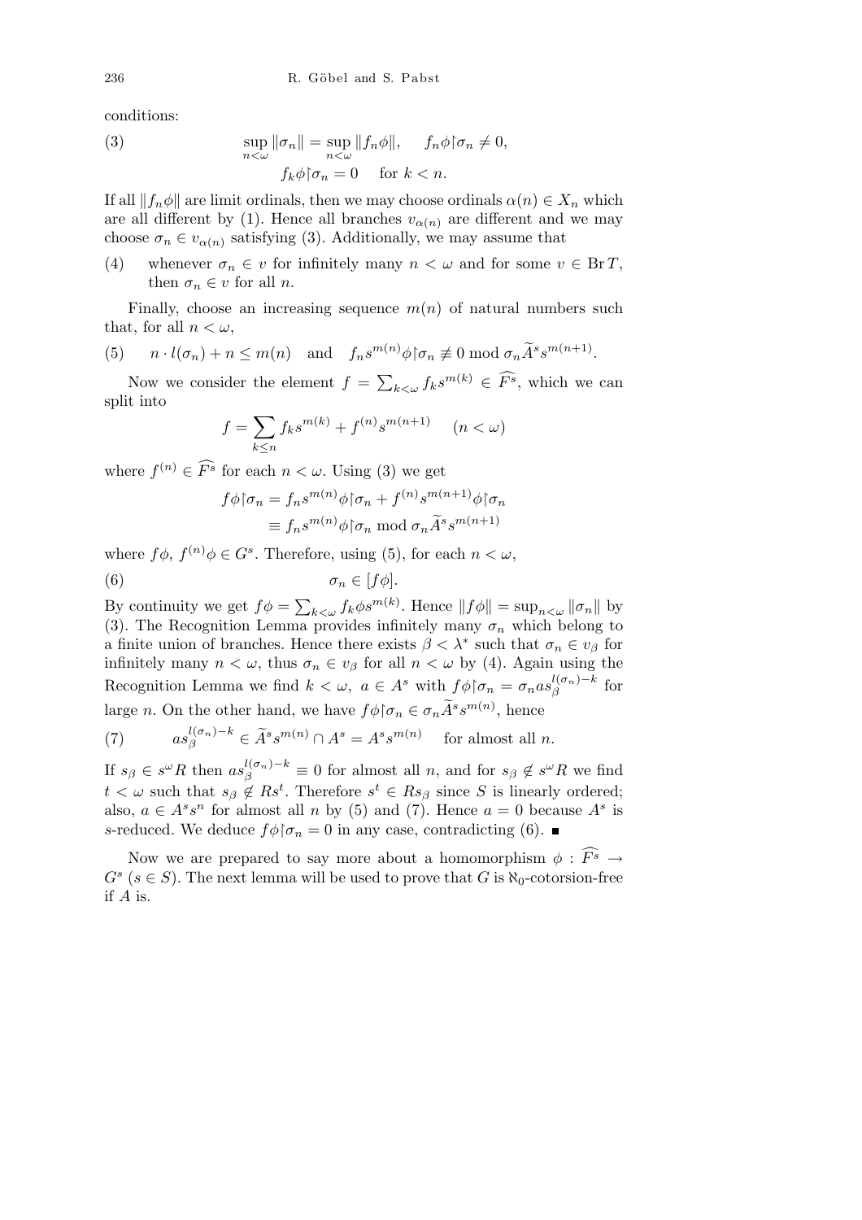conditions:

$$\sup_{n<\omega} \|\sigma_n\| = \sup_{n<\omega} \|f_n\phi\|, \quad f_n\phi{\restriction}\sigma_n \neq 0, \tag{3}$$
$$f_k\phi{\restriction}\sigma_n = 0 \quad \text{for } k < n.$$

If all $\|f_n\phi\|$ are limit ordinals, then we may choose ordinals $\alpha(n) \in X_n$ which are all different by (1). Hence all branches $v_{\alpha(n)}$ are different and we may choose $\sigma_n \in v_{\alpha(n)}$ satisfying (3). Additionally, we may assume that

(4) whenever $\sigma_n \in v$ for infinitely many $n < \omega$ and for some $v \in \operatorname{Br} T$, then $\sigma_n \in v$ for all $n$.

Finally, choose an increasing sequence $m(n)$ of natural numbers such that, for all $n < \omega$,

$$n \cdot l(\sigma_n) + n \leq m(n) \quad \text{and} \quad f_n s^{m(n)}\phi{\restriction}\sigma_n \not\equiv 0 \bmod \sigma_n \widetilde{A}^s s^{m(n+1)}. \tag{5}$$

Now we consider the element $f = \sum_{k<\omega} f_k s^{m(k)} \in \widehat{F^s}$, which we can split into

$$f = \sum_{k\leq n} f_k s^{m(k)} + f^{(n)} s^{m(n+1)} \quad (n < \omega)$$

where $f^{(n)} \in \widehat{F^s}$ for each $n < \omega$. Using (3) we get

$$\begin{aligned} f\phi{\restriction}\sigma_n &= f_n s^{m(n)}\phi{\restriction}\sigma_n + f^{(n)} s^{m(n+1)}\phi{\restriction}\sigma_n \\ &\equiv f_n s^{m(n)}\phi{\restriction}\sigma_n \bmod \sigma_n \widetilde{A}^s s^{m(n+1)} \end{aligned}$$

where $f\phi,\ f^{(n)}\phi \in G^s$. Therefore, using (5), for each $n < \omega$,

$$\sigma_n \in [f\phi]. \tag{6}$$

By continuity we get $f\phi = \sum_{k<\omega} f_k\phi s^{m(k)}$. Hence $\|f\phi\| = \sup_{n<\omega} \|\sigma_n\|$ by (3). The Recognition Lemma provides infinitely many $\sigma_n$ which belong to a finite union of branches. Hence there exists $\beta < \lambda^*$ such that $\sigma_n \in v_\beta$ for infinitely many $n < \omega$, thus $\sigma_n \in v_\beta$ for all $n < \omega$ by (4). Again using the Recognition Lemma we find $k < \omega,\ a \in A^s$ with $f\phi{\restriction}\sigma_n = \sigma_n a s_\beta^{l(\sigma_n)-k}$ for large $n$. On the other hand, we have $f\phi{\restriction}\sigma_n \in \sigma_n \widetilde{A}^s s^{m(n)}$, hence

$$a s_\beta^{l(\sigma_n)-k} \in \widetilde{A}^s s^{m(n)} \cap A^s = A^s s^{m(n)} \quad \text{for almost all } n. \tag{7}$$

If $s_\beta \in s^\omega R$ then $a s_\beta^{l(\sigma_n)-k} \equiv 0$ for almost all $n$, and for $s_\beta \notin s^\omega R$ we find $t < \omega$ such that $s_\beta \notin R s^t$. Therefore $s^t \in R s_\beta$ since $S$ is linearly ordered; also, $a \in A^s s^n$ for almost all $n$ by (5) and (7). Hence $a = 0$ because $A^s$ is $s$-reduced. We deduce $f\phi{\restriction}\sigma_n = 0$ in any case, contradicting (6). ∎

Now we are prepared to say more about a homomorphism $\phi : \widehat{F^s} \to G^s$ $(s \in S)$. The next lemma will be used to prove that $G$ is $\aleph_0$-cotorsion-free if $A$ is.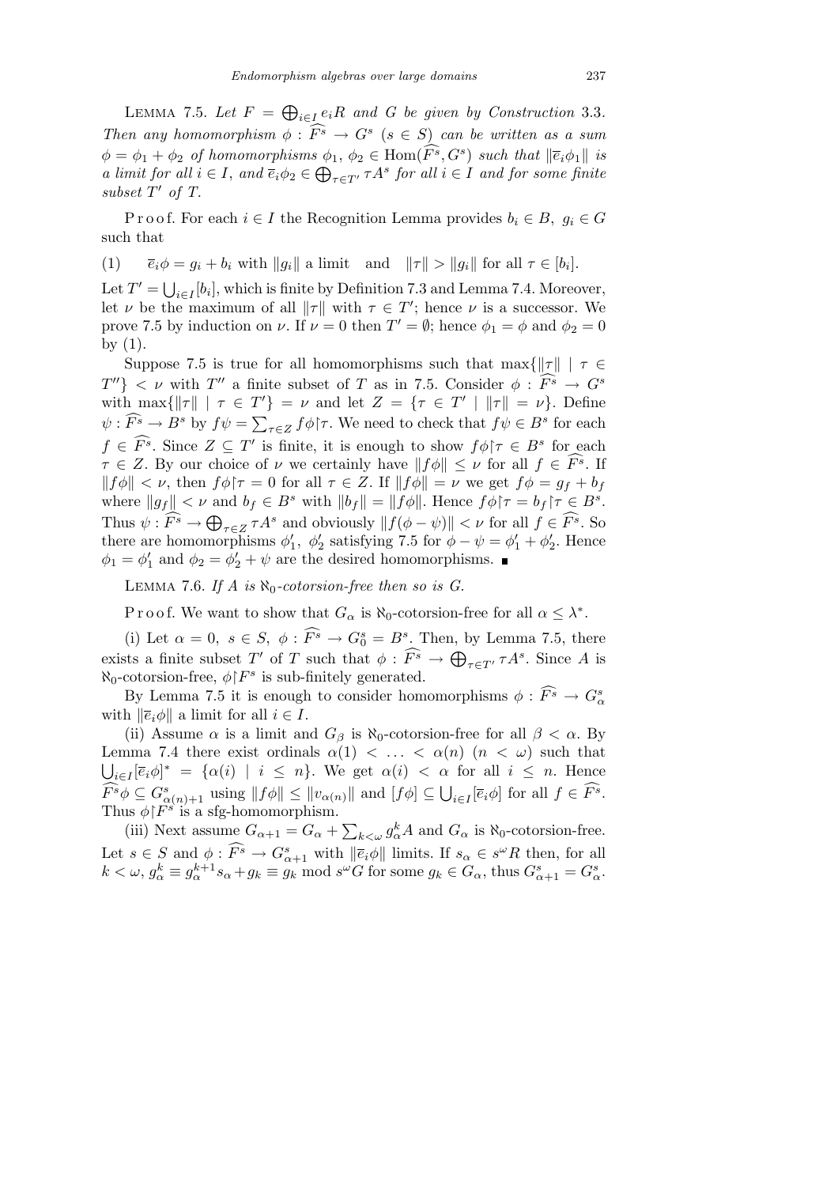**Lemma 7.5.** *Let $F = \bigoplus_{i \in I} e_i R$ and $G$ be given by Construction* 3.3. *Then any homomorphism $\phi : \widehat{F^s} \to G^s$ $(s \in S)$ can be written as a sum $\phi = \phi_1 + \phi_2$ of homomorphisms $\phi_1, \phi_2 \in \mathrm{Hom}(\widehat{F^s}, G^s)$ such that $\|\overline{e}_i \phi_1\|$ is a limit for all $i \in I$, and $\overline{e}_i \phi_2 \in \bigoplus_{\tau \in T'} \tau A^s$ for all $i \in I$ and for some finite subset $T'$ of $T$.*

Proof. For each $i \in I$ the Recognition Lemma provides $b_i \in B$, $g_i \in G$ such that

$$(1) \qquad \overline{e}_i \phi = g_i + b_i \text{ with } \|g_i\| \text{ a limit} \quad \text{and} \quad \|\tau\| > \|g_i\| \text{ for all } \tau \in [b_i].$$

Let $T' = \bigcup_{i \in I} [b_i]$, which is finite by Definition 7.3 and Lemma 7.4. Moreover, let $\nu$ be the maximum of all $\|\tau\|$ with $\tau \in T'$; hence $\nu$ is a successor. We prove 7.5 by induction on $\nu$. If $\nu = 0$ then $T' = \emptyset$; hence $\phi_1 = \phi$ and $\phi_2 = 0$ by (1).

Suppose 7.5 is true for all homomorphisms such that $\max\{\|\tau\| \mid \tau \in T''\} < \nu$ with $T''$ a finite subset of $T$ as in 7.5. Consider $\phi : \widehat{F^s} \to G^s$ with $\max\{\|\tau\| \mid \tau \in T'\} = \nu$ and let $Z = \{\tau \in T' \mid \|\tau\| = \nu\}$. Define $\psi : \widehat{F^s} \to B^s$ by $f\psi = \sum_{\tau \in Z} f\phi{\restriction}\tau$. We need to check that $f\psi \in B^s$ for each $f \in \widehat{F^s}$. Since $Z \subseteq T'$ is finite, it is enough to show $f\phi{\restriction}\tau \in B^s$ for each $\tau \in Z$. By our choice of $\nu$ we certainly have $\|f\phi\| \le \nu$ for all $f \in \widehat{F^s}$. If $\|f\phi\| < \nu$, then $f\phi{\restriction}\tau = 0$ for all $\tau \in Z$. If $\|f\phi\| = \nu$ we get $f\phi = g_f + b_f$ where $\|g_f\| < \nu$ and $b_f \in B^s$ with $\|b_f\| = \|f\phi\|$. Hence $f\phi{\restriction}\tau = b_f{\restriction}\tau \in B^s$. Thus $\psi : \widehat{F^s} \to \bigoplus_{\tau \in Z} \tau A^s$ and obviously $\|f(\phi - \psi)\| < \nu$ for all $f \in \widehat{F^s}$. So there are homomorphisms $\phi_1', \phi_2'$ satisfying 7.5 for $\phi - \psi = \phi_1' + \phi_2'$. Hence $\phi_1 = \phi_1'$ and $\phi_2 = \phi_2' + \psi$ are the desired homomorphisms. ∎

**Lemma 7.6.** *If $A$ is $\aleph_0$-cotorsion-free then so is $G$.*

Proof. We want to show that $G_\alpha$ is $\aleph_0$-cotorsion-free for all $\alpha \le \lambda^*$.

(i) Let $\alpha = 0$, $s \in S$, $\phi : \widehat{F^s} \to G_0^s = B^s$. Then, by Lemma 7.5, there exists a finite subset $T'$ of $T$ such that $\phi : \widehat{F^s} \to \bigoplus_{\tau \in T'} \tau A^s$. Since $A$ is $\aleph_0$-cotorsion-free, $\phi{\restriction}F^s$ is sub-finitely generated.

By Lemma 7.5 it is enough to consider homomorphisms $\phi : \widehat{F^s} \to G_\alpha^s$ with $\|\overline{e}_i \phi\|$ a limit for all $i \in I$.

(ii) Assume $\alpha$ is a limit and $G_\beta$ is $\aleph_0$-cotorsion-free for all $\beta < \alpha$. By Lemma 7.4 there exist ordinals $\alpha(1) < \ldots < \alpha(n)$ $(n < \omega)$ such that $\bigcup_{i \in I} [\overline{e}_i \phi]^* = \{\alpha(i) \mid i \le n\}$. We get $\alpha(i) < \alpha$ for all $i \le n$. Hence $\widehat{F^s}\phi \subseteq G_{\alpha(n)+1}^s$ using $\|f\phi\| \le \|v_{\alpha(n)}\|$ and $[f\phi] \subseteq \bigcup_{i \in I} [\overline{e}_i \phi]$ for all $f \in \widehat{F^s}$. Thus $\phi{\restriction}F^s$ is a sfg-homomorphism.

(iii) Next assume $G_{\alpha+1} = G_\alpha + \sum_{k < \omega} g_\alpha^k A$ and $G_\alpha$ is $\aleph_0$-cotorsion-free. Let $s \in S$ and $\phi : \widehat{F^s} \to G_{\alpha+1}^s$ with $\|\overline{e}_i \phi\|$ limits. If $s_\alpha \in s^\omega R$ then, for all $k < \omega$, $g_\alpha^k \equiv g_\alpha^{k+1} s_\alpha + g_k \equiv g_k \bmod s^\omega G$ for some $g_k \in G_\alpha$, thus $G_{\alpha+1}^s = G_\alpha^s$.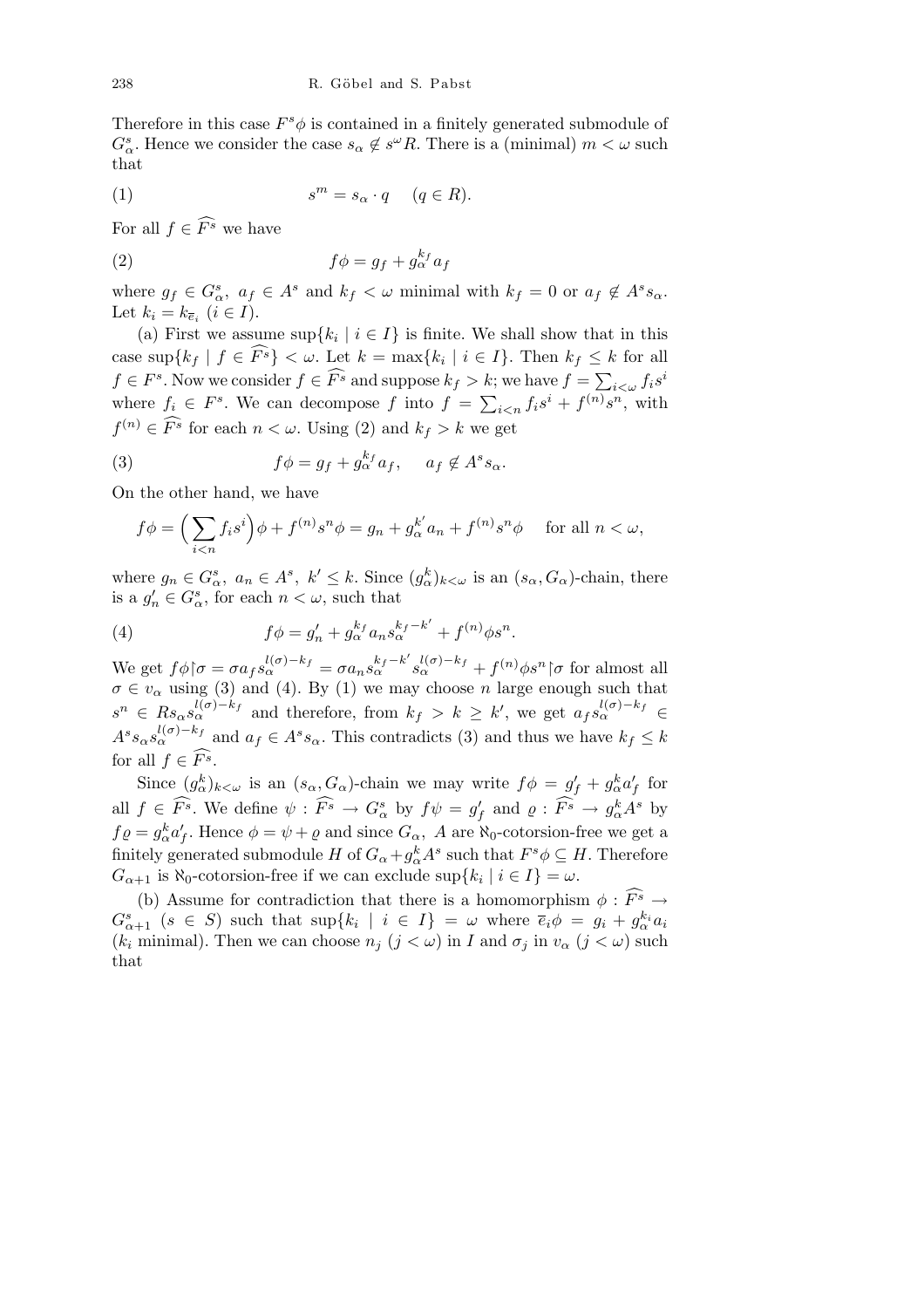Therefore in this case $F^s\phi$ is contained in a finitely generated submodule of $G^s_\alpha$. Hence we consider the case $s_\alpha \notin s^\omega R$. There is a (minimal) $m < \omega$ such that

$$s^m = s_\alpha \cdot q \quad (q \in R). \tag{1}$$

For all $f \in \widehat{F^s}$ we have

$$f\phi = g_f + g_\alpha^{k_f} a_f \tag{2}$$

where $g_f \in G^s_\alpha$, $a_f \in A^s$ and $k_f < \omega$ minimal with $k_f = 0$ or $a_f \notin A^s s_\alpha$. Let $k_i = k_{\overline{e}_i}$ $(i \in I)$.

(a) First we assume $\sup\{k_i \mid i \in I\}$ is finite. We shall show that in this case $\sup\{k_f \mid f \in \widehat{F^s}\} < \omega$. Let $k = \max\{k_i \mid i \in I\}$. Then $k_f \le k$ for all $f \in F^s$. Now we consider $f \in \widehat{F^s}$ and suppose $k_f > k$; we have $f = \sum_{i<\omega} f_i s^i$ where $f_i \in F^s$. We can decompose $f$ into $f = \sum_{i<n} f_i s^i + f^{(n)} s^n$, with $f^{(n)} \in \widehat{F^s}$ for each $n < \omega$. Using (2) and $k_f > k$ we get

$$f\phi = g_f + g_\alpha^{k_f} a_f, \quad a_f \notin A^s s_\alpha. \tag{3}$$

On the other hand, we have

$$f\phi = \Big(\sum_{i<n} f_i s^i\Big)\phi + f^{(n)} s^n \phi = g_n + g_\alpha^{k'} a_n + f^{(n)} s^n \phi \quad \text{for all } n < \omega,$$

where $g_n \in G^s_\alpha$, $a_n \in A^s$, $k' \le k$. Since $(g_\alpha^k)_{k<\omega}$ is an $(s_\alpha, G_\alpha)$-chain, there is a $g'_n \in G^s_\alpha$, for each $n < \omega$, such that

$$f\phi = g'_n + g_\alpha^{k_f} a_n s_\alpha^{k_f - k'} + f^{(n)} \phi s^n. \tag{4}$$

We get $f\phi\restriction\sigma = \sigma a_f s_\alpha^{l(\sigma)-k_f} = \sigma a_n s_\alpha^{k_f-k'} s_\alpha^{l(\sigma)-k_f} + f^{(n)}\phi s^n\restriction\sigma$ for almost all $\sigma \in v_\alpha$ using (3) and (4). By (1) we may choose $n$ large enough such that $s^n \in R s_\alpha s_\alpha^{l(\sigma)-k_f}$ and therefore, from $k_f > k \ge k'$, we get $a_f s_\alpha^{l(\sigma)-k_f} \in A^s s_\alpha s_\alpha^{l(\sigma)-k_f}$ and $a_f \in A^s s_\alpha$. This contradicts (3) and thus we have $k_f \le k$ for all $f \in \widehat{F^s}$.

Since $(g_\alpha^k)_{k<\omega}$ is an $(s_\alpha, G_\alpha)$-chain we may write $f\phi = g'_f + g_\alpha^k a'_f$ for all $f \in \widehat{F^s}$. We define $\psi : \widehat{F^s} \to G^s_\alpha$ by $f\psi = g'_f$ and $\varrho : \widehat{F^s} \to g_\alpha^k A^s$ by $f\varrho = g_\alpha^k a'_f$. Hence $\phi = \psi + \varrho$ and since $G_\alpha$, $A$ are $\aleph_0$-cotorsion-free we get a finitely generated submodule $H$ of $G_\alpha + g_\alpha^k A^s$ such that $F^s\phi \subseteq H$. Therefore $G_{\alpha+1}$ is $\aleph_0$-cotorsion-free if we can exclude $\sup\{k_i \mid i \in I\} = \omega$.

(b) Assume for contradiction that there is a homomorphism $\phi : \widehat{F^s} \to G^s_{\alpha+1}$ $(s \in S)$ such that $\sup\{k_i \mid i \in I\} = \omega$ where $\overline{e}_i\phi = g_i + g_\alpha^{k_i} a_i$ ($k_i$ minimal). Then we can choose $n_j$ $(j < \omega)$ in $I$ and $\sigma_j$ in $v_\alpha$ $(j < \omega)$ such that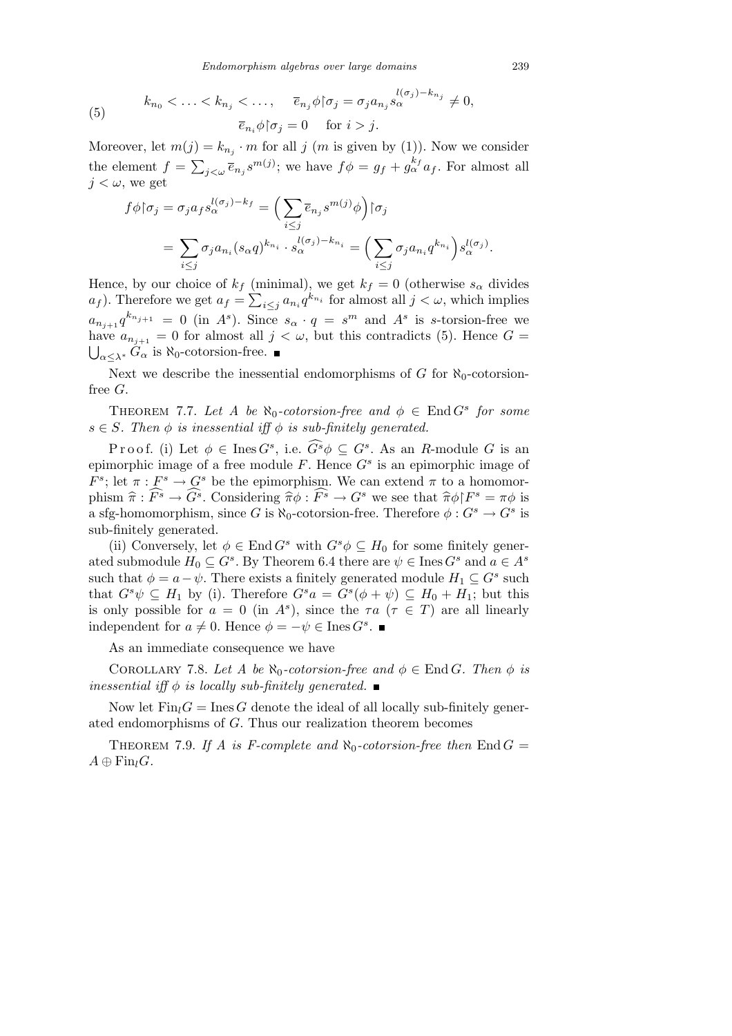$$k_{n_0} < \ldots < k_{n_j} < \ldots, \quad \overline{e}_{n_j}\phi\restriction\sigma_j = \sigma_j a_{n_j} s_\alpha^{l(\sigma_j)-k_{n_j}} \neq 0, \tag{5}$$
$$\overline{e}_{n_i}\phi\restriction\sigma_j = 0 \quad \text{for } i > j.$$

Moreover, let $m(j) = k_{n_j} \cdot m$ for all $j$ ($m$ is given by (1)). Now we consider the element $f = \sum_{j<\omega} \overline{e}_{n_j} s^{m(j)}$; we have $f\phi = g_f + g_\alpha^{k_f} a_f$. For almost all $j < \omega$, we get

$$f\phi\restriction\sigma_j = \sigma_j a_f s_\alpha^{l(\sigma_j)-k_f} = \Big(\sum_{i\le j} \overline{e}_{n_j} s^{m(j)}\phi\Big)\restriction\sigma_j$$
$$= \sum_{i\le j} \sigma_j a_{n_i} (s_\alpha q)^{k_{n_i}} \cdot s_\alpha^{l(\sigma_j)-k_{n_i}} = \Big(\sum_{i\le j} \sigma_j a_{n_i} q^{k_{n_i}}\Big) s_\alpha^{l(\sigma_j)}.$$

Hence, by our choice of $k_f$ (minimal), we get $k_f = 0$ (otherwise $s_\alpha$ divides $a_f$). Therefore we get $a_f = \sum_{i\le j} a_{n_i} q^{k_{n_i}}$ for almost all $j < \omega$, which implies $a_{n_{j+1}} q^{k_{n_{j+1}}} = 0$ (in $A^s$). Since $s_\alpha \cdot q = s^m$ and $A^s$ is $s$-torsion-free we have $a_{n_{j+1}} = 0$ for almost all $j < \omega$, but this contradicts (5). Hence $G = \bigcup_{\alpha\le\lambda^*} G_\alpha$ is $\aleph_0$-cotorsion-free. ∎

Next we describe the inessential endomorphisms of $G$ for $\aleph_0$-cotorsion-free $G$.

**Theorem 7.7.** *Let $A$ be $\aleph_0$-cotorsion-free and $\phi \in \operatorname{End} G^s$ for some $s \in S$. Then $\phi$ is inessential iff $\phi$ is sub-finitely generated.*

Proof. (i) Let $\phi \in \operatorname{Ines} G^s$, i.e. $\widehat{G^s}\phi \subseteq G^s$. As an $R$-module $G$ is an epimorphic image of a free module $F$. Hence $G^s$ is an epimorphic image of $F^s$; let $\pi : F^s \to G^s$ be the epimorphism. We can extend $\pi$ to a homomorphism $\widehat{\pi} : \widehat{F^s} \to \widehat{G^s}$. Considering $\widehat{\pi}\phi : \widehat{F^s} \to G^s$ we see that $\widehat{\pi}\phi\restriction F^s = \pi\phi$ is a sfg-homomorphism, since $G$ is $\aleph_0$-cotorsion-free. Therefore $\phi : G^s \to G^s$ is sub-finitely generated.

(ii) Conversely, let $\phi \in \operatorname{End} G^s$ with $G^s\phi \subseteq H_0$ for some finitely generated submodule $H_0 \subseteq G^s$. By Theorem 6.4 there are $\psi \in \operatorname{Ines} G^s$ and $a \in A^s$ such that $\phi = a - \psi$. There exists a finitely generated module $H_1 \subseteq G^s$ such that $G^s\psi \subseteq H_1$ by (i). Therefore $G^s a = G^s(\phi + \psi) \subseteq H_0 + H_1$; but this is only possible for $a = 0$ (in $A^s$), since the $\tau a$ ($\tau \in T$) are all linearly independent for $a \neq 0$. Hence $\phi = -\psi \in \operatorname{Ines} G^s$. ∎

As an immediate consequence we have

**Corollary 7.8.** *Let $A$ be $\aleph_0$-cotorsion-free and $\phi \in \operatorname{End} G$. Then $\phi$ is inessential iff $\phi$ is locally sub-finitely generated.* ∎

Now let $\operatorname{Fin}_l G = \operatorname{Ines} G$ denote the ideal of all locally sub-finitely generated endomorphisms of $G$. Thus our realization theorem becomes

**Theorem 7.9.** *If $A$ is F-complete and $\aleph_0$-cotorsion-free then* $\operatorname{End} G = A \oplus \operatorname{Fin}_l G$.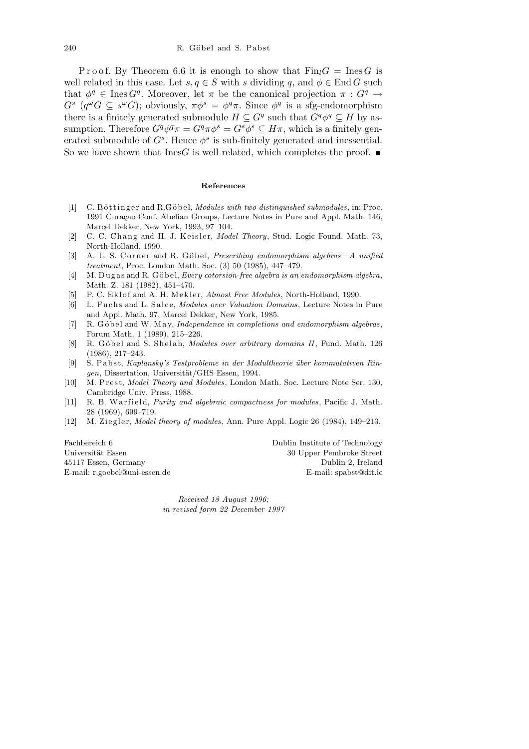Proof. By Theorem 6.6 it is enough to show that $\mathrm{Fin}_l G = \mathrm{Ines}\, G$ is well related in this case. Let $s, q \in S$ with $s$ dividing $q$, and $\phi \in \mathrm{End}\, G$ such that $\phi^q \in \mathrm{Ines}\, G^q$. Moreover, let $\pi$ be the canonical projection $\pi : G^q \to G^s$ ($q^\omega G \subseteq s^\omega G$); obviously, $\pi\phi^s = \phi^q\pi$. Since $\phi^q$ is a sfg-endomorphism there is a finitely generated submodule $H \subseteq G^q$ such that $G^q\phi^q \subseteq H$ by assumption. Therefore $G^q\phi^q\pi = G^q\pi\phi^s = G^s\phi^s \subseteq H\pi$, which is a finitely generated submodule of $G^s$. Hence $\phi^s$ is sub-finitely generated and inessential. So we have shown that $\mathrm{Ines} G$ is well related, which completes the proof. ∎

## References

[1] C. Böttinger and R. Göbel, *Modules with two distinguished submodules*, in: Proc. 1991 Curaçao Conf. Abelian Groups, Lecture Notes in Pure and Appl. Math. 146, Marcel Dekker, New York, 1993, 97–104.

[2] C. C. Chang and H. J. Keisler, *Model Theory*, Stud. Logic Found. Math. 73, North-Holland, 1990.

[3] A. L. S. Corner and R. Göbel, *Prescribing endomorphism algebras—A unified treatment*, Proc. London Math. Soc. (3) 50 (1985), 447–479.

[4] M. Dugas and R. Göbel, *Every cotorsion-free algebra is an endomorphism algebra*, Math. Z. 181 (1982), 451–470.

[5] P. C. Eklof and A. H. Mekler, *Almost Free Modules*, North-Holland, 1990.

[6] L. Fuchs and L. Salce, *Modules over Valuation Domains*, Lecture Notes in Pure and Appl. Math. 97, Marcel Dekker, New York, 1985.

[7] R. Göbel and W. May, *Independence in completions and endomorphism algebras*, Forum Math. 1 (1989), 215–226.

[8] R. Göbel and S. Shelah, *Modules over arbitrary domains II*, Fund. Math. 126 (1986), 217–243.

[9] S. Pabst, *Kaplansky's Testprobleme in der Modultheorie über kommutativen Ringen*, Dissertation, Universität/GHS Essen, 1994.

[10] M. Prest, *Model Theory and Modules*, London Math. Soc. Lecture Note Ser. 130, Cambridge Univ. Press, 1988.

[11] R. B. Warfield, *Purity and algebraic compactness for modules*, Pacific J. Math. 28 (1969), 699–719.

[12] M. Ziegler, *Model theory of modules*, Ann. Pure Appl. Logic 26 (1984), 149–213.

Fachbereich 6
Universität Essen
45117 Essen, Germany
E-mail: r.goebel@uni-essen.de

Dublin Institute of Technology
30 Upper Pembroke Street
Dublin 2, Ireland
E-mail: spabst@dit.ie

*Received 18 August 1996;*
*in revised form 22 December 1997*